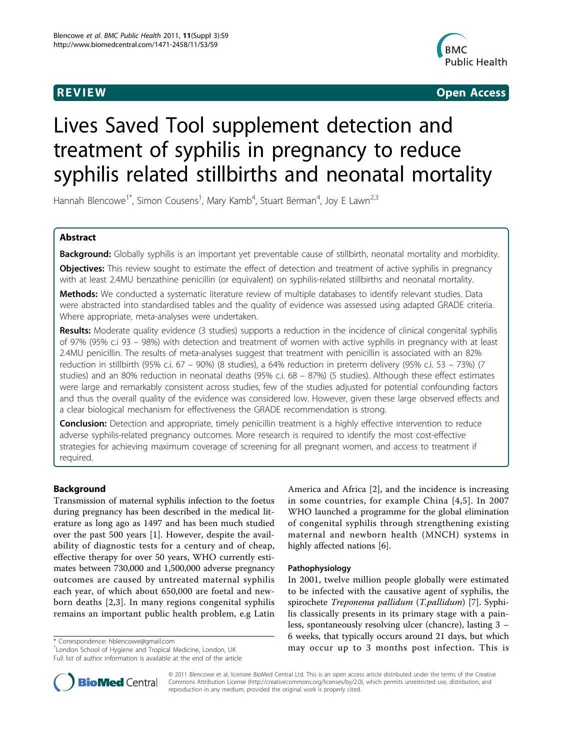**REVIEW** **Open Access**

# Lives Saved Tool supplement detection and treatment of syphilis in pregnancy to reduce syphilis related stillbirths and neonatal mortality

Hannah Blencowe[1*], Simon Cousens[1], Mary Kamb[4], Stuart Berman[4], Joy E Lawn[2,3]

## Abstract

**Background:** Globally syphilis is an important yet preventable cause of stillbirth, neonatal mortality and morbidity.

**Objectives:** This review sought to estimate the effect of detection and treatment of active syphilis in pregnancy with at least 2.4MU benzathine penicillin (or equivalent) on syphilis-related stillbirths and neonatal mortality.

**Methods:** We conducted a systematic literature review of multiple databases to identify relevant studies. Data were abstracted into standardised tables and the quality of evidence was assessed using adapted GRADE criteria. Where appropriate, meta-analyses were undertaken.

**Results:** Moderate quality evidence (3 studies) supports a reduction in the incidence of clinical congenital syphilis of 97% (95% c.i 93 – 98%) with detection and treatment of women with active syphilis in pregnancy with at least 2.4MU penicillin. The results of meta-analyses suggest that treatment with penicillin is associated with an 82% reduction in stillbirth (95% c.i. 67 – 90%) (8 studies), a 64% reduction in preterm delivery (95% c.i. 53 – 73%) (7 studies) and an 80% reduction in neonatal deaths (95% c.i. 68 – 87%) (5 studies). Although these effect estimates were large and remarkably consistent across studies, few of the studies adjusted for potential confounding factors and thus the overall quality of the evidence was considered low. However, given these large observed effects and a clear biological mechanism for effectiveness the GRADE recommendation is strong.

**Conclusion:** Detection and appropriate, timely penicillin treatment is a highly effective intervention to reduce adverse syphilis-related pregnancy outcomes. More research is required to identify the most cost-effective strategies for achieving maximum coverage of screening for all pregnant women, and access to treatment if required.

## Background

Transmission of maternal syphilis infection to the foetus during pregnancy has been described in the medical literature as long ago as 1497 and has been much studied over the past 500 years [1]. However, despite the availability of diagnostic tests for a century and of cheap, effective therapy for over 50 years, WHO currently estimates between 730,000 and 1,500,000 adverse pregnancy outcomes are caused by untreated maternal syphilis each year, of which about 650,000 are foetal and newborn deaths [2,3]. In many regions congenital syphilis remains an important public health problem, e.g Latin America and Africa [2], and the incidence is increasing in some countries, for example China [4,5]. In 2007 WHO launched a programme for the global elimination of congenital syphilis through strengthening existing maternal and newborn health (MNCH) systems in highly affected nations [6].

### Pathophysiology

In 2001, twelve million people globally were estimated to be infected with the causative agent of syphilis, the spirochete *Treponema pallidum* (*T.pallidum*) [7]. Syphilis classically presents in its primary stage with a painless, spontaneously resolving ulcer (chancre), lasting 3 – 6 weeks, that typically occurs around 21 days, but which may occur up to 3 months post infection. This is

\* Correspondence: hblencowe@gmail.com
[1]London School of Hygiene and Tropical Medicine, London, UK
Full list of author information is available at the end of the article

© 2011 Blencowe et al; licensee BioMed Central Ltd. This is an open access article distributed under the terms of the Creative Commons Attribution License (http://creativecommons.org/licenses/by/2.0), which permits unrestricted use, distribution, and reproduction in any medium, provided the original work is properly cited.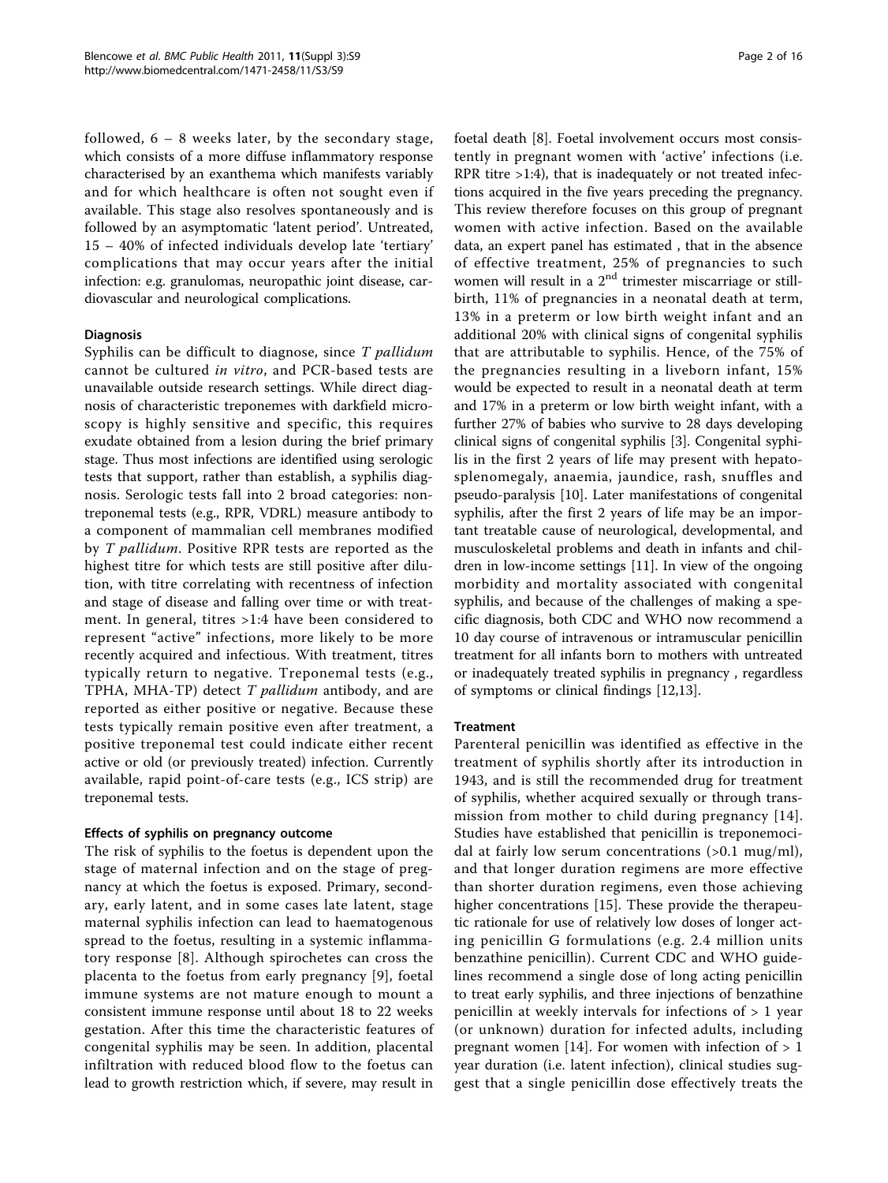followed, 6 – 8 weeks later, by the secondary stage, which consists of a more diffuse inflammatory response characterised by an exanthema which manifests variably and for which healthcare is often not sought even if available. This stage also resolves spontaneously and is followed by an asymptomatic 'latent period'. Untreated, 15 – 40% of infected individuals develop late 'tertiary' complications that may occur years after the initial infection: e.g. granulomas, neuropathic joint disease, cardiovascular and neurological complications.

### Diagnosis

Syphilis can be difficult to diagnose, since *T pallidum* cannot be cultured *in vitro*, and PCR-based tests are unavailable outside research settings. While direct diagnosis of characteristic treponemes with darkfield microscopy is highly sensitive and specific, this requires exudate obtained from a lesion during the brief primary stage. Thus most infections are identified using serologic tests that support, rather than establish, a syphilis diagnosis. Serologic tests fall into 2 broad categories: non-treponemal tests (e.g., RPR, VDRL) measure antibody to a component of mammalian cell membranes modified by *T pallidum*. Positive RPR tests are reported as the highest titre for which tests are still positive after dilution, with titre correlating with recentness of infection and stage of disease and falling over time or with treatment. In general, titres >1:4 have been considered to represent "active" infections, more likely to be more recently acquired and infectious. With treatment, titres typically return to negative. Treponemal tests (e.g., TPHA, MHA-TP) detect *T pallidum* antibody, and are reported as either positive or negative. Because these tests typically remain positive even after treatment, a positive treponemal test could indicate either recent active or old (or previously treated) infection. Currently available, rapid point-of-care tests (e.g., ICS strip) are treponemal tests.

### Effects of syphilis on pregnancy outcome

The risk of syphilis to the foetus is dependent upon the stage of maternal infection and on the stage of pregnancy at which the foetus is exposed. Primary, secondary, early latent, and in some cases late latent, stage maternal syphilis infection can lead to haematogenous spread to the foetus, resulting in a systemic inflammatory response [8]. Although spirochetes can cross the placenta to the foetus from early pregnancy [9], foetal immune systems are not mature enough to mount a consistent immune response until about 18 to 22 weeks gestation. After this time the characteristic features of congenital syphilis may be seen. In addition, placental infiltration with reduced blood flow to the foetus can lead to growth restriction which, if severe, may result in foetal death [8]. Foetal involvement occurs most consistently in pregnant women with 'active' infections (i.e. RPR titre >1:4), that is inadequately or not treated infections acquired in the five years preceding the pregnancy. This review therefore focuses on this group of pregnant women with active infection. Based on the available data, an expert panel has estimated , that in the absence of effective treatment, 25% of pregnancies to such women will result in a 2$^{nd}$ trimester miscarriage or stillbirth, 11% of pregnancies in a neonatal death at term, 13% in a preterm or low birth weight infant and an additional 20% with clinical signs of congenital syphilis that are attributable to syphilis. Hence, of the 75% of the pregnancies resulting in a liveborn infant, 15% would be expected to result in a neonatal death at term and 17% in a preterm or low birth weight infant, with a further 27% of babies who survive to 28 days developing clinical signs of congenital syphilis [3]. Congenital syphilis in the first 2 years of life may present with hepatosplenomegaly, anaemia, jaundice, rash, snuffles and pseudo-paralysis [10]. Later manifestations of congenital syphilis, after the first 2 years of life may be an important treatable cause of neurological, developmental, and musculoskeletal problems and death in infants and children in low-income settings [11]. In view of the ongoing morbidity and mortality associated with congenital syphilis, and because of the challenges of making a specific diagnosis, both CDC and WHO now recommend a 10 day course of intravenous or intramuscular penicillin treatment for all infants born to mothers with untreated or inadequately treated syphilis in pregnancy , regardless of symptoms or clinical findings [12,13].

### Treatment

Parenteral penicillin was identified as effective in the treatment of syphilis shortly after its introduction in 1943, and is still the recommended drug for treatment of syphilis, whether acquired sexually or through transmission from mother to child during pregnancy [14]. Studies have established that penicillin is treponemocidal at fairly low serum concentrations (>0.1 mug/ml), and that longer duration regimens are more effective than shorter duration regimens, even those achieving higher concentrations [15]. These provide the therapeutic rationale for use of relatively low doses of longer acting penicillin G formulations (e.g. 2.4 million units benzathine penicillin). Current CDC and WHO guidelines recommend a single dose of long acting penicillin to treat early syphilis, and three injections of benzathine penicillin at weekly intervals for infections of > 1 year (or unknown) duration for infected adults, including pregnant women [14]. For women with infection of > 1 year duration (i.e. latent infection), clinical studies suggest that a single penicillin dose effectively treats the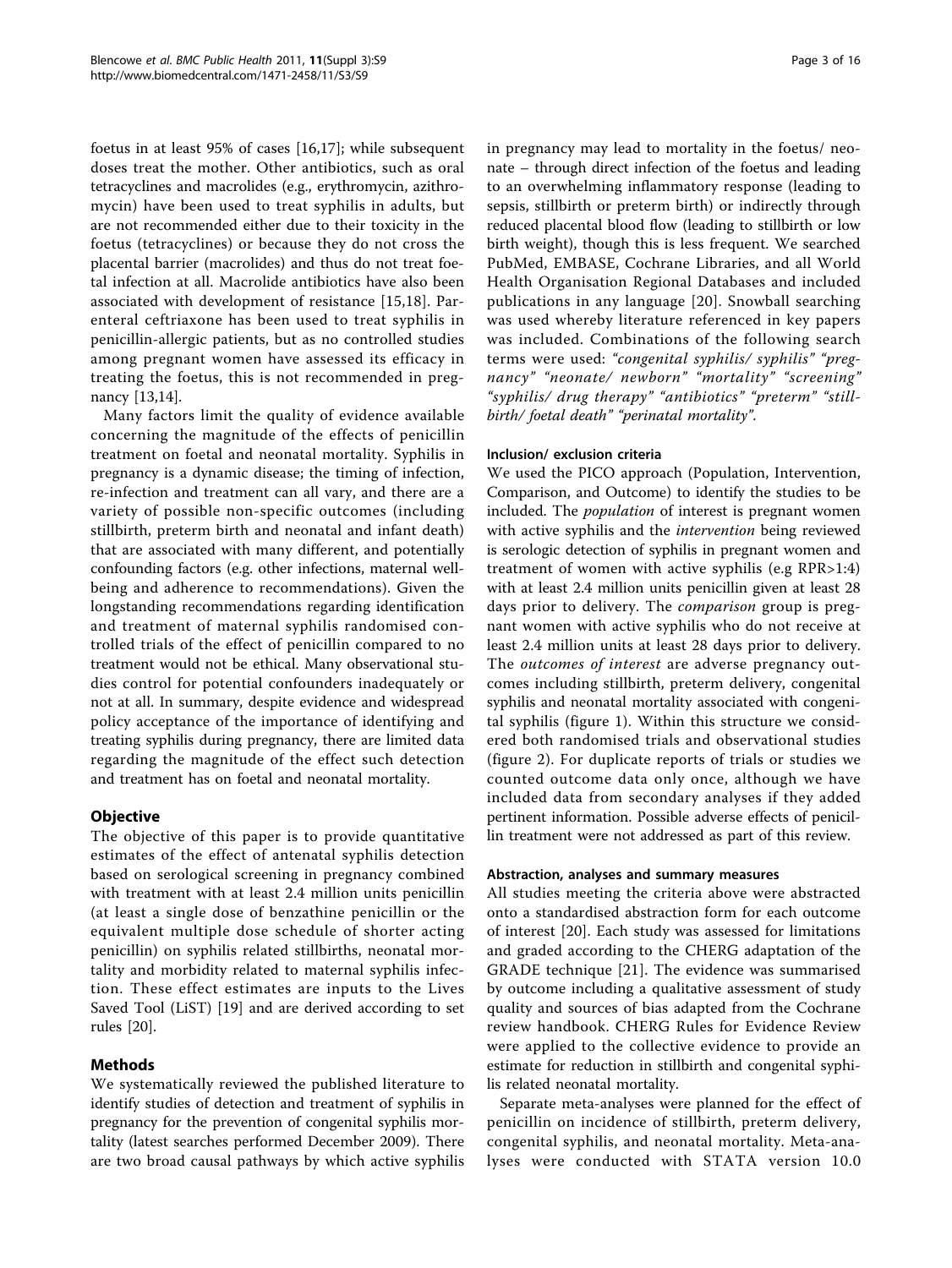foetus in at least 95% of cases [16,17]; while subsequent doses treat the mother. Other antibiotics, such as oral tetracyclines and macrolides (e.g., erythromycin, azithromycin) have been used to treat syphilis in adults, but are not recommended either due to their toxicity in the foetus (tetracyclines) or because they do not cross the placental barrier (macrolides) and thus do not treat foetal infection at all. Macrolide antibiotics have also been associated with development of resistance [15,18]. Parenteral ceftriaxone has been used to treat syphilis in penicillin-allergic patients, but as no controlled studies among pregnant women have assessed its efficacy in treating the foetus, this is not recommended in pregnancy [13,14].

Many factors limit the quality of evidence available concerning the magnitude of the effects of penicillin treatment on foetal and neonatal mortality. Syphilis in pregnancy is a dynamic disease; the timing of infection, re-infection and treatment can all vary, and there are a variety of possible non-specific outcomes (including stillbirth, preterm birth and neonatal and infant death) that are associated with many different, and potentially confounding factors (e.g. other infections, maternal wellbeing and adherence to recommendations). Given the longstanding recommendations regarding identification and treatment of maternal syphilis randomised controlled trials of the effect of penicillin compared to no treatment would not be ethical. Many observational studies control for potential confounders inadequately or not at all. In summary, despite evidence and widespread policy acceptance of the importance of identifying and treating syphilis during pregnancy, there are limited data regarding the magnitude of the effect such detection and treatment has on foetal and neonatal mortality.

## Objective

The objective of this paper is to provide quantitative estimates of the effect of antenatal syphilis detection based on serological screening in pregnancy combined with treatment with at least 2.4 million units penicillin (at least a single dose of benzathine penicillin or the equivalent multiple dose schedule of shorter acting penicillin) on syphilis related stillbirths, neonatal mortality and morbidity related to maternal syphilis infection. These effect estimates are inputs to the Lives Saved Tool (LiST) [19] and are derived according to set rules [20].

## Methods

We systematically reviewed the published literature to identify studies of detection and treatment of syphilis in pregnancy for the prevention of congenital syphilis mortality (latest searches performed December 2009). There are two broad causal pathways by which active syphilis in pregnancy may lead to mortality in the foetus/ neonate – through direct infection of the foetus and leading to an overwhelming inflammatory response (leading to sepsis, stillbirth or preterm birth) or indirectly through reduced placental blood flow (leading to stillbirth or low birth weight), though this is less frequent. We searched PubMed, EMBASE, Cochrane Libraries, and all World Health Organisation Regional Databases and included publications in any language [20]. Snowball searching was used whereby literature referenced in key papers was included. Combinations of the following search terms were used: *"congenital syphilis/ syphilis" "pregnancy" "neonate/ newborn" "mortality" "screening" "syphilis/ drug therapy" "antibiotics" "preterm" "stillbirth/ foetal death" "perinatal mortality".*

### Inclusion/ exclusion criteria

We used the PICO approach (Population, Intervention, Comparison, and Outcome) to identify the studies to be included. The *population* of interest is pregnant women with active syphilis and the *intervention* being reviewed is serologic detection of syphilis in pregnant women and treatment of women with active syphilis (e.g RPR>1:4) with at least 2.4 million units penicillin given at least 28 days prior to delivery. The *comparison* group is pregnant women with active syphilis who do not receive at least 2.4 million units at least 28 days prior to delivery. The *outcomes of interest* are adverse pregnancy outcomes including stillbirth, preterm delivery, congenital syphilis and neonatal mortality associated with congenital syphilis (figure 1). Within this structure we considered both randomised trials and observational studies (figure 2). For duplicate reports of trials or studies we counted outcome data only once, although we have included data from secondary analyses if they added pertinent information. Possible adverse effects of penicillin treatment were not addressed as part of this review.

### Abstraction, analyses and summary measures

All studies meeting the criteria above were abstracted onto a standardised abstraction form for each outcome of interest [20]. Each study was assessed for limitations and graded according to the CHERG adaptation of the GRADE technique [21]. The evidence was summarised by outcome including a qualitative assessment of study quality and sources of bias adapted from the Cochrane review handbook. CHERG Rules for Evidence Review were applied to the collective evidence to provide an estimate for reduction in stillbirth and congenital syphilis related neonatal mortality.

Separate meta-analyses were planned for the effect of penicillin on incidence of stillbirth, preterm delivery, congenital syphilis, and neonatal mortality. Meta-analyses were conducted with STATA version 10.0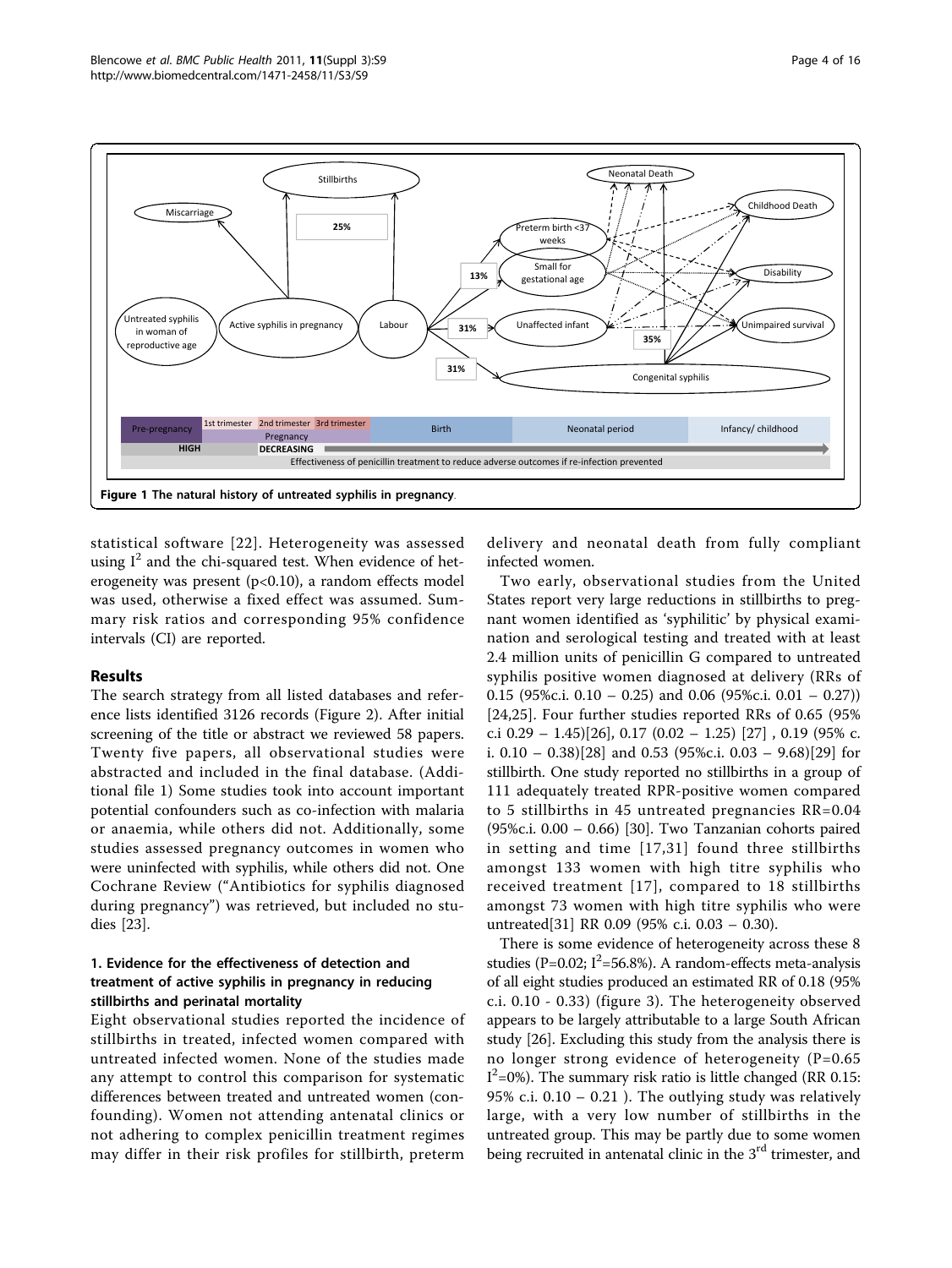Figure 1 The natural history of untreated syphilis in pregnancy.

statistical software [22]. Heterogeneity was assessed using $I^2$ and the chi-squared test. When evidence of heterogeneity was present (p<0.10), a random effects model was used, otherwise a fixed effect was assumed. Summary risk ratios and corresponding 95% confidence intervals (CI) are reported.

## Results

The search strategy from all listed databases and reference lists identified 3126 records (Figure 2). After initial screening of the title or abstract we reviewed 58 papers. Twenty five papers, all observational studies were abstracted and included in the final database. (Additional file 1) Some studies took into account important potential confounders such as co-infection with malaria or anaemia, while others did not. Additionally, some studies assessed pregnancy outcomes in women who were uninfected with syphilis, while others did not. One Cochrane Review ("Antibiotics for syphilis diagnosed during pregnancy") was retrieved, but included no studies [23].

### 1. Evidence for the effectiveness of detection and treatment of active syphilis in pregnancy in reducing stillbirths and perinatal mortality

Eight observational studies reported the incidence of stillbirths in treated, infected women compared with untreated infected women. None of the studies made any attempt to control this comparison for systematic differences between treated and untreated women (confounding). Women not attending antenatal clinics or not adhering to complex penicillin treatment regimes may differ in their risk profiles for stillbirth, preterm delivery and neonatal death from fully compliant infected women.

Two early, observational studies from the United States report very large reductions in stillbirths to pregnant women identified as 'syphilitic' by physical examination and serological testing and treated with at least 2.4 million units of penicillin G compared to untreated syphilis positive women diagnosed at delivery (RRs of 0.15 (95%c.i. 0.10 – 0.25) and 0.06 (95%c.i. 0.01 – 0.27)) [24,25]. Four further studies reported RRs of 0.65 (95% c.i 0.29 – 1.45)[26], 0.17 (0.02 – 1.25) [27] , 0.19 (95% c.i. 0.10 – 0.38)[28] and 0.53 (95%c.i. 0.03 – 9.68)[29] for stillbirth. One study reported no stillbirths in a group of 111 adequately treated RPR-positive women compared to 5 stillbirths in 45 untreated pregnancies RR=0.04 (95%c.i. 0.00 – 0.66) [30]. Two Tanzanian cohorts paired in setting and time [17,31] found three stillbirths amongst 133 women with high titre syphilis who received treatment [17], compared to 18 stillbirths amongst 73 women with high titre syphilis who were untreated[31] RR 0.09 (95% c.i. 0.03 – 0.30).

There is some evidence of heterogeneity across these 8 studies (P=0.02; $I^2$=56.8%). A random-effects meta-analysis of all eight studies produced an estimated RR of 0.18 (95% c.i. 0.10 - 0.33) (figure 3). The heterogeneity observed appears to be largely attributable to a large South African study [26]. Excluding this study from the analysis there is no longer strong evidence of heterogeneity (P=0.65 $I^2$=0%). The summary risk ratio is little changed (RR 0.15: 95% c.i. 0.10 – 0.21 ). The outlying study was relatively large, with a very low number of stillbirths in the untreated group. This may be partly due to some women being recruited in antenatal clinic in the 3rd trimester, and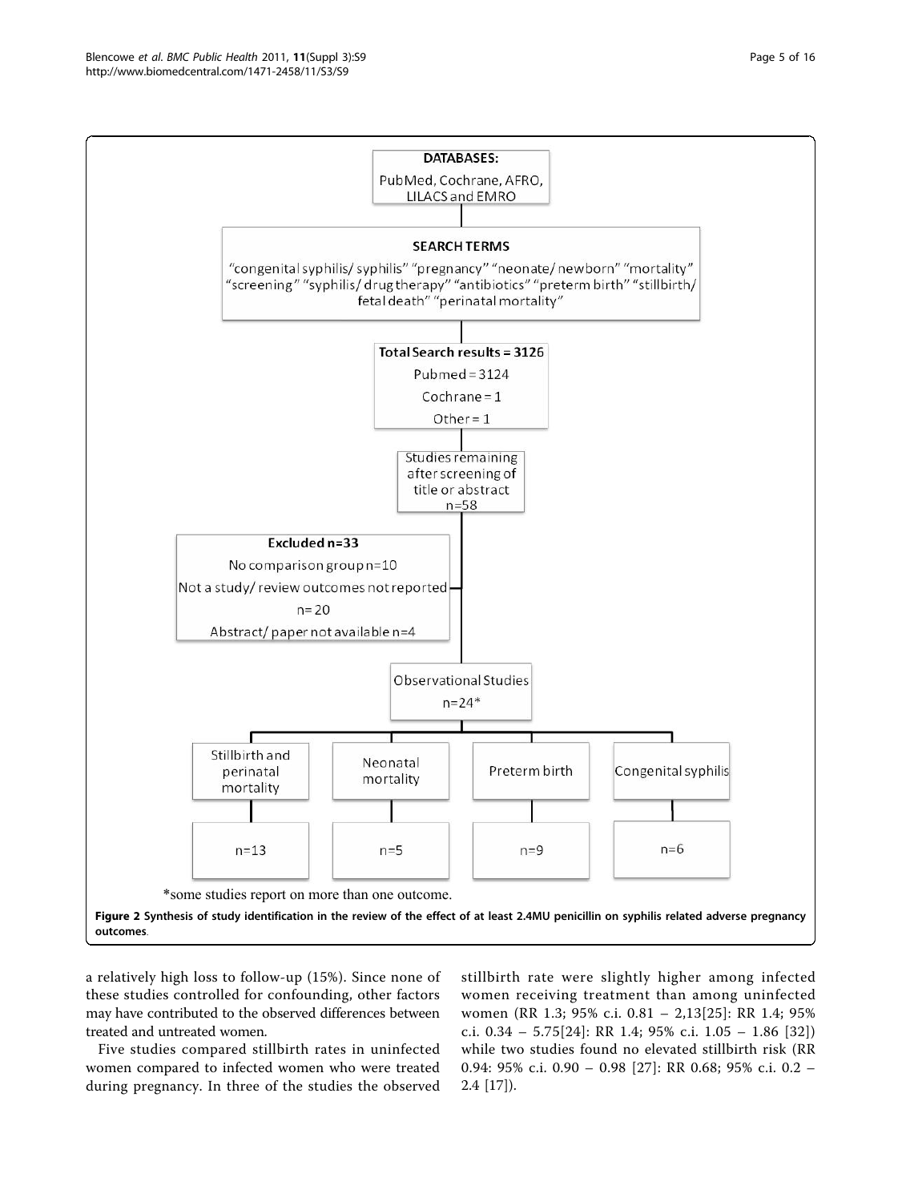DATABASES:
PubMed, Cochrane, AFRO, LILACS and EMRO

SEARCH TERMS
"congenital syphilis/ syphilis" "pregnancy" "neonate/ newborn" "mortality" "screening" "syphilis/ drug therapy" "antibiotics" "preterm birth" "stillbirth/ fetal death" "perinatal mortality"

Total Search results = 3126
Pubmed = 3124
Cochrane = 1
Other = 1

Studies remaining after screening of title or abstract
n=58

Excluded n=33
No comparison group n=10
Not a study/ review outcomes not reported n= 20
Abstract/ paper not available n=4

Observational Studies
n=24*

| Stillbirth and perinatal mortality | Neonatal mortality | Preterm birth | Congenital syphilis |
|---|---|---|---|
| n=13 | n=5 | n=9 | n=6 |

*some studies report on more than one outcome.

**Figure 2 Synthesis of study identification in the review of the effect of at least 2.4MU penicillin on syphilis related adverse pregnancy outcomes**.

a relatively high loss to follow-up (15%). Since none of these studies controlled for confounding, other factors may have contributed to the observed differences between treated and untreated women.

Five studies compared stillbirth rates in uninfected women compared to infected women who were treated during pregnancy. In three of the studies the observed stillbirth rate were slightly higher among infected women receiving treatment than among uninfected women (RR 1.3; 95% c.i. 0.81 – 2,13[25]: RR 1.4; 95% c.i. 0.34 – 5.75[24]: RR 1.4; 95% c.i. 1.05 – 1.86 [32]) while two studies found no elevated stillbirth risk (RR 0.94: 95% c.i. 0.90 – 0.98 [27]: RR 0.68; 95% c.i. 0.2 – 2.4 [17]).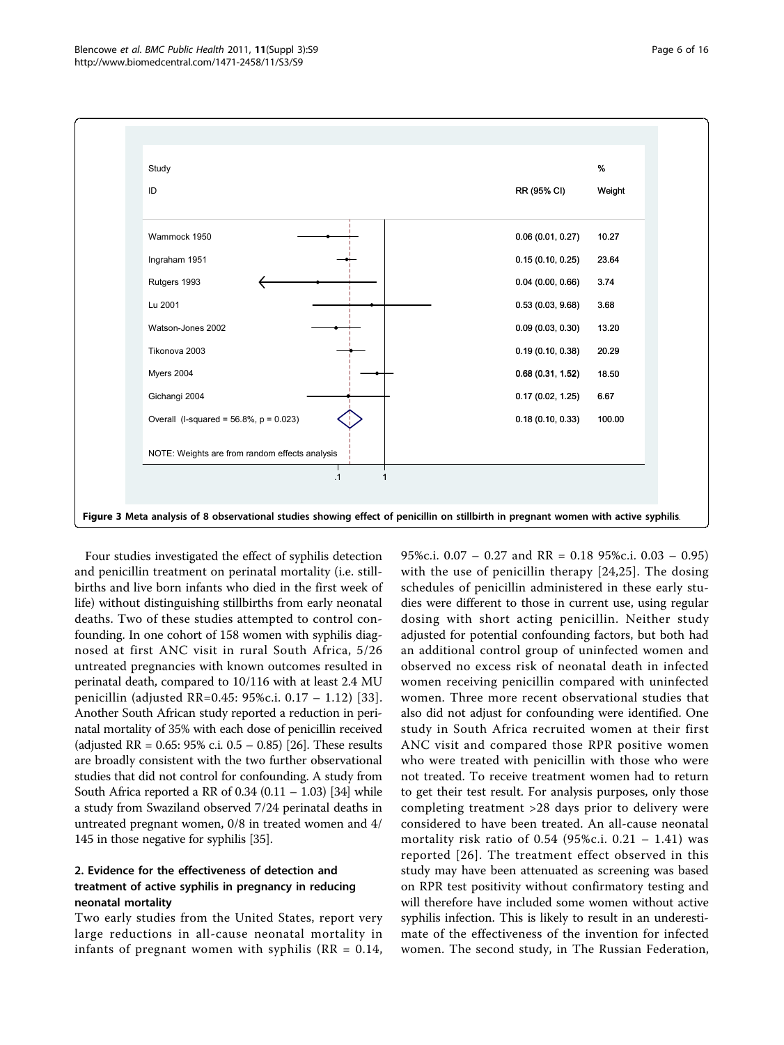| Study ID | RR (95% CI) | % Weight |
|---|---|---|
| Wammock 1950 | 0.06 (0.01, 0.27) | 10.27 |
| Ingraham 1951 | 0.15 (0.10, 0.25) | 23.64 |
| Rutgers 1993 | 0.04 (0.00, 0.66) | 3.74 |
| Lu 2001 | 0.53 (0.03, 9.68) | 3.68 |
| Watson-Jones 2002 | 0.09 (0.03, 0.30) | 13.20 |
| Tikonova 2003 | 0.19 (0.10, 0.38) | 20.29 |
| Myers 2004 | 0.68 (0.31, 1.52) | 18.50 |
| Gichangi 2004 | 0.17 (0.02, 1.25) | 6.67 |
| Overall (I-squared = 56.8%, p = 0.023) | 0.18 (0.10, 0.33) | 100.00 |

NOTE: Weights are from random effects analysis

**Figure 3 Meta analysis of 8 observational studies showing effect of penicillin on stillbirth in pregnant women with active syphilis.**

Four studies investigated the effect of syphilis detection and penicillin treatment on perinatal mortality (i.e. stillbirths and live born infants who died in the first week of life) without distinguishing stillbirths from early neonatal deaths. Two of these studies attempted to control confounding. In one cohort of 158 women with syphilis diagnosed at first ANC visit in rural South Africa, 5/26 untreated pregnancies with known outcomes resulted in perinatal death, compared to 10/116 with at least 2.4 MU penicillin (adjusted RR=0.45: 95%c.i. 0.17 – 1.12) [33]. Another South African study reported a reduction in perinatal mortality of 35% with each dose of penicillin received (adjusted RR = 0.65: 95% c.i. 0.5 – 0.85) [26]. These results are broadly consistent with the two further observational studies that did not control for confounding. A study from South Africa reported a RR of 0.34 (0.11 – 1.03) [34] while a study from Swaziland observed 7/24 perinatal deaths in untreated pregnant women, 0/8 in treated women and 4/145 in those negative for syphilis [35].

### 2. Evidence for the effectiveness of detection and treatment of active syphilis in pregnancy in reducing neonatal mortality

Two early studies from the United States, report very large reductions in all-cause neonatal mortality in infants of pregnant women with syphilis (RR = 0.14, 95%c.i. 0.07 – 0.27 and RR = 0.18 95%c.i. 0.03 – 0.95) with the use of penicillin therapy [24,25]. The dosing schedules of penicillin administered in these early studies were different to those in current use, using regular dosing with short acting penicillin. Neither study adjusted for potential confounding factors, but both had an additional control group of uninfected women and observed no excess risk of neonatal death in infected women receiving penicillin compared with uninfected women. Three more recent observational studies that also did not adjust for confounding were identified. One study in South Africa recruited women at their first ANC visit and compared those RPR positive women who were treated with penicillin with those who were not treated. To receive treatment women had to return to get their test result. For analysis purposes, only those completing treatment >28 days prior to delivery were considered to have been treated. An all-cause neonatal mortality risk ratio of 0.54 (95%c.i. 0.21 – 1.41) was reported [26]. The treatment effect observed in this study may have been attenuated as screening was based on RPR test positivity without confirmatory testing and will therefore have included some women without active syphilis infection. This is likely to result in an underestimate of the effectiveness of the invention for infected women. The second study, in The Russian Federation,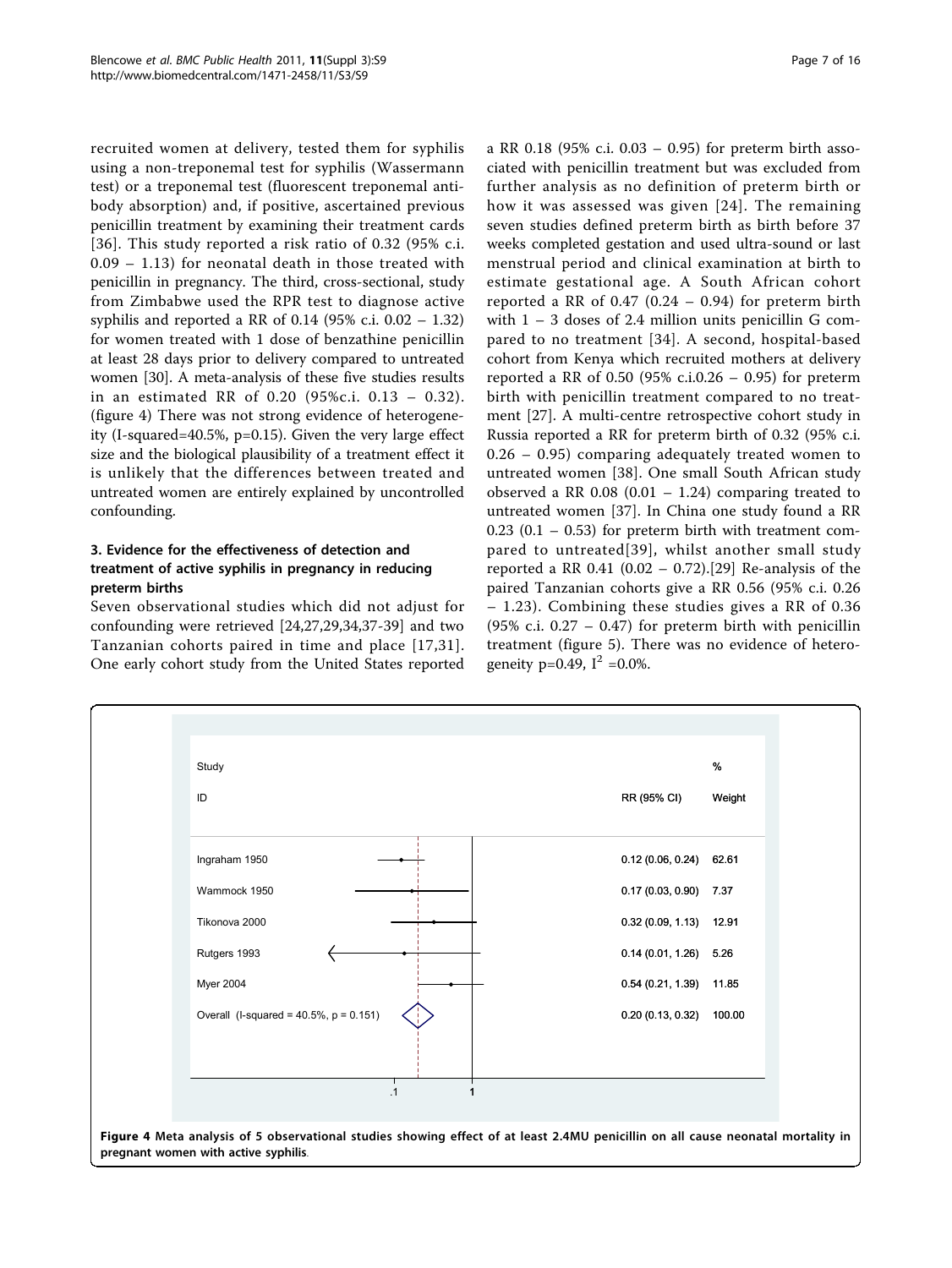recruited women at delivery, tested them for syphilis using a non-treponemal test for syphilis (Wassermann test) or a treponemal test (fluorescent treponemal antibody absorption) and, if positive, ascertained previous penicillin treatment by examining their treatment cards [36]. This study reported a risk ratio of 0.32 (95% c.i. 0.09 – 1.13) for neonatal death in those treated with penicillin in pregnancy. The third, cross-sectional, study from Zimbabwe used the RPR test to diagnose active syphilis and reported a RR of 0.14 (95% c.i. 0.02 – 1.32) for women treated with 1 dose of benzathine penicillin at least 28 days prior to delivery compared to untreated women [30]. A meta-analysis of these five studies results in an estimated RR of 0.20 (95%c.i. 0.13 – 0.32). (figure 4) There was not strong evidence of heterogeneity (I-squared=40.5%, p=0.15). Given the very large effect size and the biological plausibility of a treatment effect it is unlikely that the differences between treated and untreated women are entirely explained by uncontrolled confounding.

### 3. Evidence for the effectiveness of detection and treatment of active syphilis in pregnancy in reducing preterm births

Seven observational studies which did not adjust for confounding were retrieved [24,27,29,34,37-39] and two Tanzanian cohorts paired in time and place [17,31]. One early cohort study from the United States reported a RR 0.18 (95% c.i. 0.03 – 0.95) for preterm birth associated with penicillin treatment but was excluded from further analysis as no definition of preterm birth or how it was assessed was given [24]. The remaining seven studies defined preterm birth as birth before 37 weeks completed gestation and used ultra-sound or last menstrual period and clinical examination at birth to estimate gestational age. A South African cohort reported a RR of 0.47 (0.24 – 0.94) for preterm birth with 1 – 3 doses of 2.4 million units penicillin G compared to no treatment [34]. A second, hospital-based cohort from Kenya which recruited mothers at delivery reported a RR of 0.50 (95% c.i.0.26 – 0.95) for preterm birth with penicillin treatment compared to no treatment [27]. A multi-centre retrospective cohort study in Russia reported a RR for preterm birth of 0.32 (95% c.i. 0.26 – 0.95) comparing adequately treated women to untreated women [38]. One small South African study observed a RR 0.08 (0.01 – 1.24) comparing treated to untreated women [37]. In China one study found a RR 0.23 (0.1 – 0.53) for preterm birth with treatment compared to untreated[39], whilst another small study reported a RR 0.41 (0.02 – 0.72).[29] Re-analysis of the paired Tanzanian cohorts give a RR 0.56 (95% c.i. 0.26 – 1.23). Combining these studies gives a RR of 0.36 (95% c.i. 0.27 – 0.47) for preterm birth with penicillin treatment (figure 5). There was no evidence of heterogeneity p=0.49, $I^2$ =0.0%.

| Study ID | RR (95% CI) | % Weight |
| --- | --- | --- |
| Ingraham 1950 | 0.12 (0.06, 0.24) | 62.61 |
| Wammock 1950 | 0.17 (0.03, 0.90) | 7.37 |
| Tikonova 2000 | 0.32 (0.09, 1.13) | 12.91 |
| Rutgers 1993 | 0.14 (0.01, 1.26) | 5.26 |
| Myer 2004 | 0.54 (0.21, 1.39) | 11.85 |
| Overall (I-squared = 40.5%, p = 0.151) | 0.20 (0.13, 0.32) | 100.00 |

**Figure 4 Meta analysis of 5 observational studies showing effect of at least 2.4MU penicillin on all cause neonatal mortality in pregnant women with active syphilis**.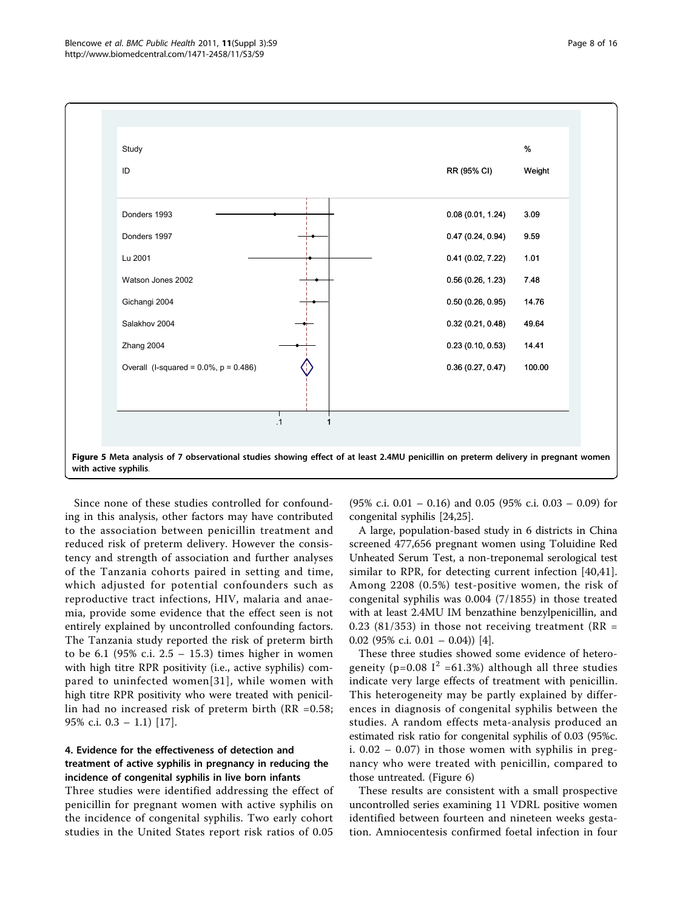| Study ID | RR (95% CI) | % Weight |
|---|---|---|
| Donders 1993 | 0.08 (0.01, 1.24) | 3.09 |
| Donders 1997 | 0.47 (0.24, 0.94) | 9.59 |
| Lu 2001 | 0.41 (0.02, 7.22) | 1.01 |
| Watson Jones 2002 | 0.56 (0.26, 1.23) | 7.48 |
| Gichangi 2004 | 0.50 (0.26, 0.95) | 14.76 |
| Salakhov 2004 | 0.32 (0.21, 0.48) | 49.64 |
| Zhang 2004 | 0.23 (0.10, 0.53) | 14.41 |
| Overall (I-squared = 0.0%, p = 0.486) | 0.36 (0.27, 0.47) | 100.00 |

**Figure 5** Meta analysis of 7 observational studies showing effect of at least 2.4MU penicillin on preterm delivery in pregnant women with active syphilis.

Since none of these studies controlled for confounding in this analysis, other factors may have contributed to the association between penicillin treatment and reduced risk of preterm delivery. However the consistency and strength of association and further analyses of the Tanzania cohorts paired in setting and time, which adjusted for potential confounders such as reproductive tract infections, HIV, malaria and anaemia, provide some evidence that the effect seen is not entirely explained by uncontrolled confounding factors. The Tanzania study reported the risk of preterm birth to be 6.1 (95% c.i. 2.5 – 15.3) times higher in women with high titre RPR positivity (i.e., active syphilis) compared to uninfected women[31], while women with high titre RPR positivity who were treated with penicillin had no increased risk of preterm birth (RR =0.58; 95% c.i. 0.3 – 1.1) [17].

### 4. Evidence for the effectiveness of detection and treatment of active syphilis in pregnancy in reducing the incidence of congenital syphilis in live born infants

Three studies were identified addressing the effect of penicillin for pregnant women with active syphilis on the incidence of congenital syphilis. Two early cohort studies in the United States report risk ratios of 0.05 (95% c.i. 0.01 – 0.16) and 0.05 (95% c.i. 0.03 – 0.09) for congenital syphilis [24,25].

A large, population-based study in 6 districts in China screened 477,656 pregnant women using Toluidine Red Unheated Serum Test, a non-treponemal serological test similar to RPR, for detecting current infection [40,41]. Among 2208 (0.5%) test-positive women, the risk of congenital syphilis was 0.004 (7/1855) in those treated with at least 2.4MU IM benzathine benzylpenicillin, and 0.23 (81/353) in those not receiving treatment (RR = 0.02 (95% c.i. 0.01 – 0.04)) [4].

These three studies showed some evidence of heterogeneity ($p=0.08$ $I^2=61.3\%$) although all three studies indicate very large effects of treatment with penicillin. This heterogeneity may be partly explained by differences in diagnosis of congenital syphilis between the studies. A random effects meta-analysis produced an estimated risk ratio for congenital syphilis of 0.03 (95%c. i. 0.02 – 0.07) in those women with syphilis in pregnancy who were treated with penicillin, compared to those untreated. (Figure 6)

These results are consistent with a small prospective uncontrolled series examining 11 VDRL positive women identified between fourteen and nineteen weeks gestation. Amniocentesis confirmed foetal infection in four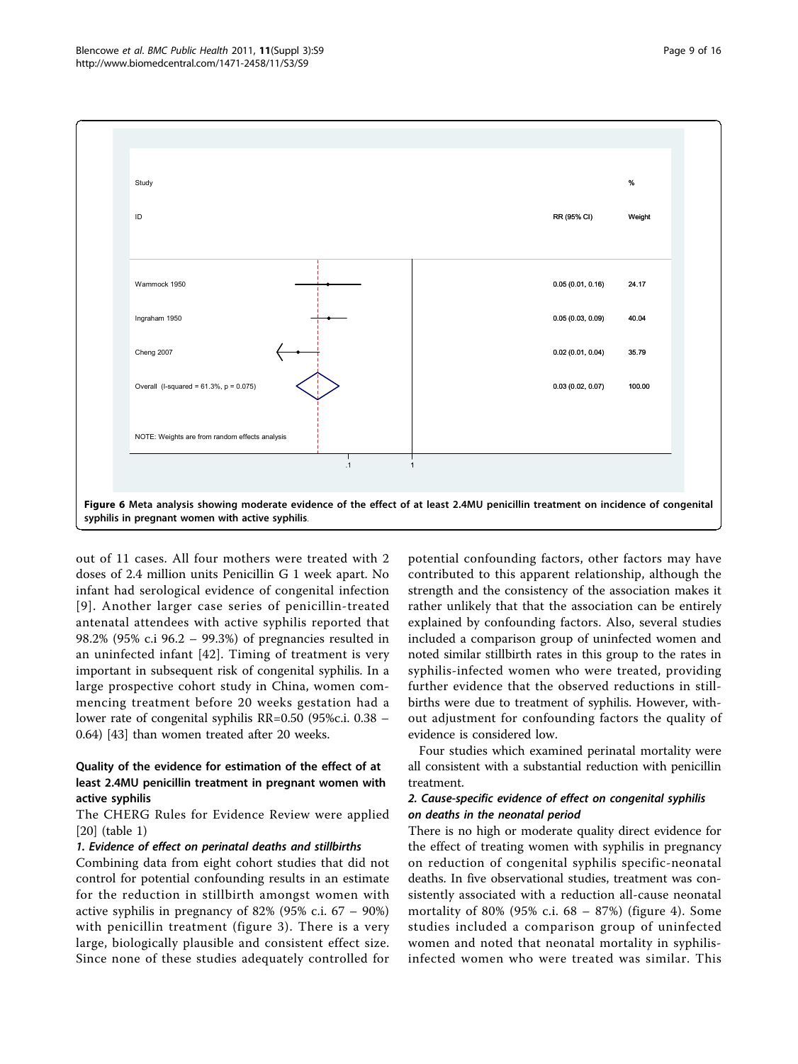| Study ID | RR (95% CI) | % Weight |
| --- | --- | --- |
| Wammock 1950 | 0.05 (0.01, 0.16) | 24.17 |
| Ingraham 1950 | 0.05 (0.03, 0.09) | 40.04 |
| Cheng 2007 | 0.02 (0.01, 0.04) | 35.79 |
| Overall (I-squared = 61.3%, p = 0.075) | 0.03 (0.02, 0.07) | 100.00 |

NOTE: Weights are from random effects analysis

**Figure 6 Meta analysis showing moderate evidence of the effect of at least 2.4MU penicillin treatment on incidence of congenital syphilis in pregnant women with active syphilis**.

out of 11 cases. All four mothers were treated with 2 doses of 2.4 million units Penicillin G 1 week apart. No infant had serological evidence of congenital infection [9]. Another larger case series of penicillin-treated antenatal attendees with active syphilis reported that 98.2% (95% c.i 96.2 – 99.3%) of pregnancies resulted in an uninfected infant [42]. Timing of treatment is very important in subsequent risk of congenital syphilis. In a large prospective cohort study in China, women commencing treatment before 20 weeks gestation had a lower rate of congenital syphilis RR=0.50 (95%c.i. 0.38 – 0.64) [43] than women treated after 20 weeks.

## Quality of the evidence for estimation of the effect of at least 2.4MU penicillin treatment in pregnant women with active syphilis

The CHERG Rules for Evidence Review were applied [20] (table 1)

### *1. Evidence of effect on perinatal deaths and stillbirths*

Combining data from eight cohort studies that did not control for potential confounding results in an estimate for the reduction in stillbirth amongst women with active syphilis in pregnancy of 82% (95% c.i. 67 – 90%) with penicillin treatment (figure 3). There is a very large, biologically plausible and consistent effect size. Since none of these studies adequately controlled for potential confounding factors, other factors may have contributed to this apparent relationship, although the strength and the consistency of the association makes it rather unlikely that that the association can be entirely explained by confounding factors. Also, several studies included a comparison group of uninfected women and noted similar stillbirth rates in this group to the rates in syphilis-infected women who were treated, providing further evidence that the observed reductions in stillbirths were due to treatment of syphilis. However, without adjustment for confounding factors the quality of evidence is considered low.

Four studies which examined perinatal mortality were all consistent with a substantial reduction with penicillin treatment.

### *2. Cause-specific evidence of effect on congenital syphilis on deaths in the neonatal period*

There is no high or moderate quality direct evidence for the effect of treating women with syphilis in pregnancy on reduction of congenital syphilis specific-neonatal deaths. In five observational studies, treatment was consistently associated with a reduction all-cause neonatal mortality of 80% (95% c.i. 68 – 87%) (figure 4). Some studies included a comparison group of uninfected women and noted that neonatal mortality in syphilis-infected women who were treated was similar. This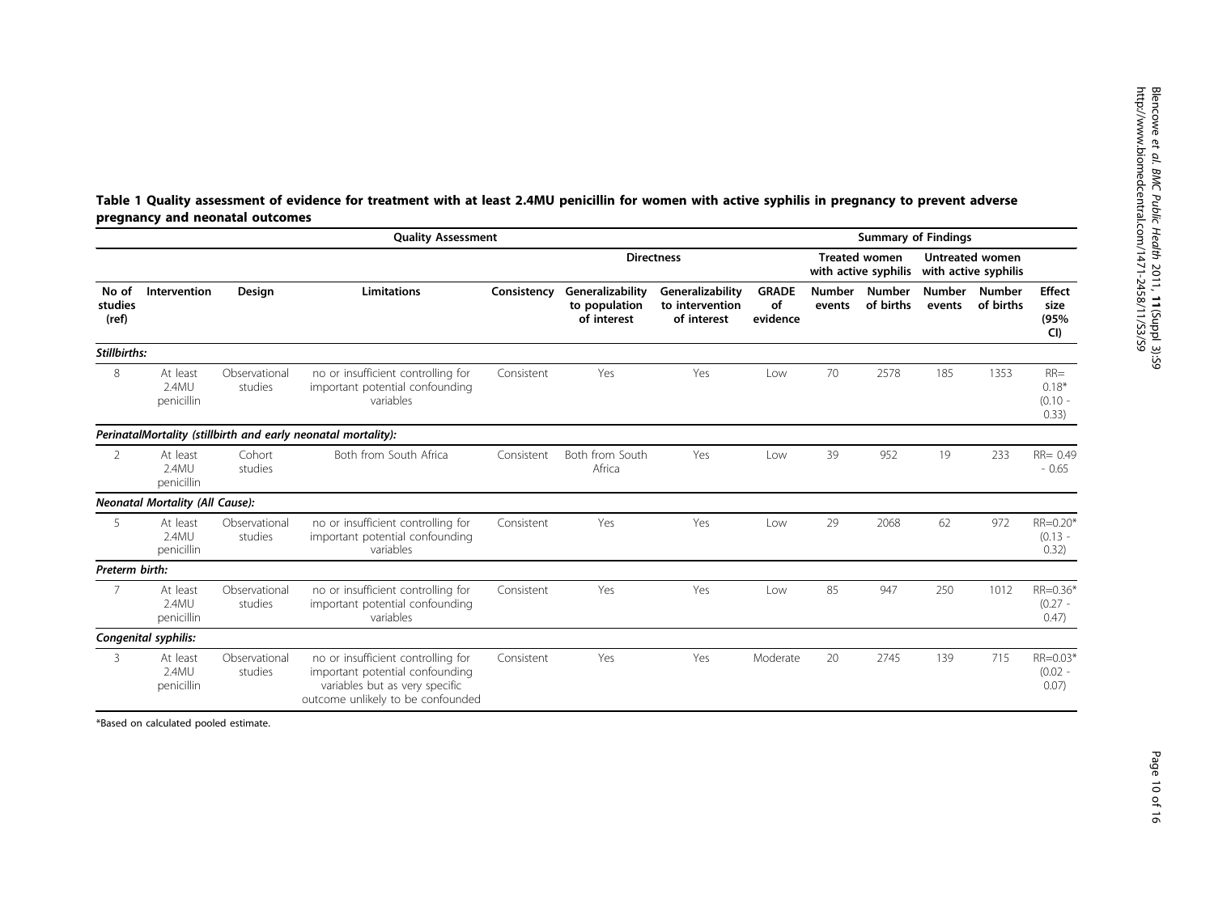**Table 1 Quality assessment of evidence for treatment with at least 2.4MU penicillin for women with active syphilis in pregnancy to prevent adverse pregnancy and neonatal outcomes**

| Quality Assessment | | | | | | | | Summary of Findings | | | | |
|---|---|---|---|---|---|---|---|---|---|---|---|---|
| | | | | | Directness | | | Treated women with active syphilis | | Untreated women with active syphilis | | |
| No of studies (ref) | Intervention | Design | Limitations | Consistency | Generalizability to population of interest | Generalizability to intervention of interest | GRADE of evidence | Number events | Number of births | Number events | Number of births | Effect size (95% CI) |
| ***Stillbirths:*** | | | | | | | | | | | | |
| 8 | At least 2.4MU penicillin | Observational studies | no or insufficient controlling for important potential confounding variables | Consistent | Yes | Yes | Low | 70 | 2578 | 185 | 1353 | RR= 0.18* (0.10 - 0.33) |
| ***PerinatalMortality (stillbirth and early neonatal mortality):*** | | | | | | | | | | | | |
| 2 | At least 2.4MU penicillin | Cohort studies | Both from South Africa | Consistent | Both from South Africa | Yes | Low | 39 | 952 | 19 | 233 | RR= 0.49 - 0.65 |
| ***Neonatal Mortality (All Cause):*** | | | | | | | | | | | | |
| 5 | At least 2.4MU penicillin | Observational studies | no or insufficient controlling for important potential confounding variables | Consistent | Yes | Yes | Low | 29 | 2068 | 62 | 972 | RR=0.20* (0.13 - 0.32) |
| ***Preterm birth:*** | | | | | | | | | | | | |
| 7 | At least 2.4MU penicillin | Observational studies | no or insufficient controlling for important potential confounding variables | Consistent | Yes | Yes | Low | 85 | 947 | 250 | 1012 | RR=0.36* (0.27 - 0.47) |
| ***Congenital syphilis:*** | | | | | | | | | | | | |
| 3 | At least 2.4MU penicillin | Observational studies | no or insufficient controlling for important potential confounding variables but as very specific outcome unlikely to be confounded | Consistent | Yes | Yes | Moderate | 20 | 2745 | 139 | 715 | RR=0.03* (0.02 - 0.07) |

*Based on calculated pooled estimate.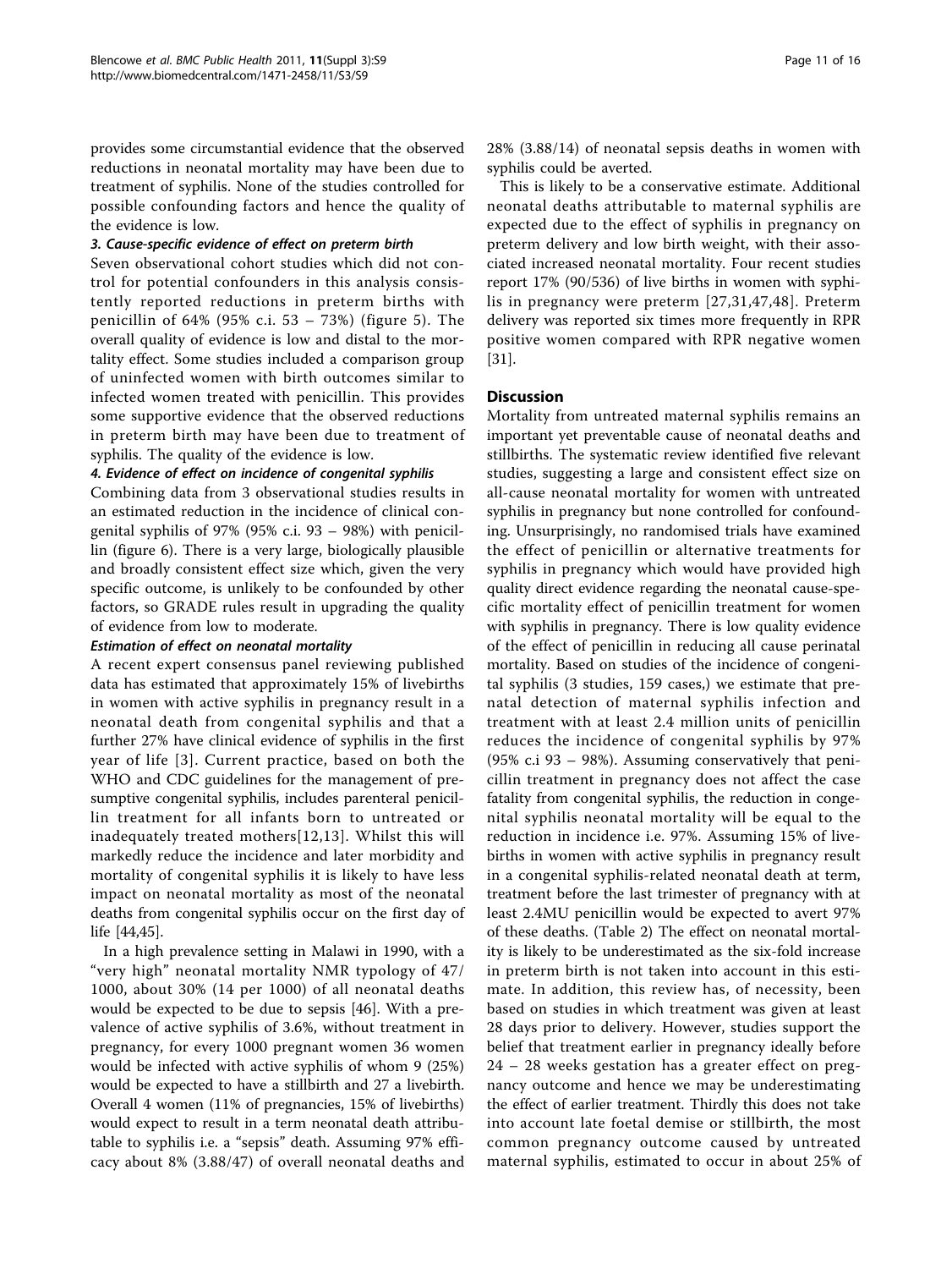provides some circumstantial evidence that the observed reductions in neonatal mortality may have been due to treatment of syphilis. None of the studies controlled for possible confounding factors and hence the quality of the evidence is low.

#### *3. Cause-specific evidence of effect on preterm birth*

Seven observational cohort studies which did not control for potential confounders in this analysis consistently reported reductions in preterm births with penicillin of 64% (95% c.i. 53 – 73%) (figure 5). The overall quality of evidence is low and distal to the mortality effect. Some studies included a comparison group of uninfected women with birth outcomes similar to infected women treated with penicillin. This provides some supportive evidence that the observed reductions in preterm birth may have been due to treatment of syphilis. The quality of the evidence is low.

#### *4. Evidence of effect on incidence of congenital syphilis*

Combining data from 3 observational studies results in an estimated reduction in the incidence of clinical congenital syphilis of 97% (95% c.i. 93 – 98%) with penicillin (figure 6). There is a very large, biologically plausible and broadly consistent effect size which, given the very specific outcome, is unlikely to be confounded by other factors, so GRADE rules result in upgrading the quality of evidence from low to moderate.

#### *Estimation of effect on neonatal mortality*

A recent expert consensus panel reviewing published data has estimated that approximately 15% of livebirths in women with active syphilis in pregnancy result in a neonatal death from congenital syphilis and that a further 27% have clinical evidence of syphilis in the first year of life [3]. Current practice, based on both the WHO and CDC guidelines for the management of presumptive congenital syphilis, includes parenteral penicillin treatment for all infants born to untreated or inadequately treated mothers[12,13]. Whilst this will markedly reduce the incidence and later morbidity and mortality of congenital syphilis it is likely to have less impact on neonatal mortality as most of the neonatal deaths from congenital syphilis occur on the first day of life [44,45].

In a high prevalence setting in Malawi in 1990, with a "very high" neonatal mortality NMR typology of 47/1000, about 30% (14 per 1000) of all neonatal deaths would be expected to be due to sepsis [46]. With a prevalence of active syphilis of 3.6%, without treatment in pregnancy, for every 1000 pregnant women 36 women would be infected with active syphilis of whom 9 (25%) would be expected to have a stillbirth and 27 a livebirth. Overall 4 women (11% of pregnancies, 15% of livebirths) would expect to result in a term neonatal death attributable to syphilis i.e. a "sepsis" death. Assuming 97% efficacy about 8% (3.88/47) of overall neonatal deaths and 28% (3.88/14) of neonatal sepsis deaths in women with syphilis could be averted.

This is likely to be a conservative estimate. Additional neonatal deaths attributable to maternal syphilis are expected due to the effect of syphilis in pregnancy on preterm delivery and low birth weight, with their associated increased neonatal mortality. Four recent studies report 17% (90/536) of live births in women with syphilis in pregnancy were preterm [27,31,47,48]. Preterm delivery was reported six times more frequently in RPR positive women compared with RPR negative women [31].

## Discussion

Mortality from untreated maternal syphilis remains an important yet preventable cause of neonatal deaths and stillbirths. The systematic review identified five relevant studies, suggesting a large and consistent effect size on all-cause neonatal mortality for women with untreated syphilis in pregnancy but none controlled for confounding. Unsurprisingly, no randomised trials have examined the effect of penicillin or alternative treatments for syphilis in pregnancy which would have provided high quality direct evidence regarding the neonatal cause-specific mortality effect of penicillin treatment for women with syphilis in pregnancy. There is low quality evidence of the effect of penicillin in reducing all cause perinatal mortality. Based on studies of the incidence of congenital syphilis (3 studies, 159 cases,) we estimate that prenatal detection of maternal syphilis infection and treatment with at least 2.4 million units of penicillin reduces the incidence of congenital syphilis by 97% (95% c.i 93 – 98%). Assuming conservatively that penicillin treatment in pregnancy does not affect the case fatality from congenital syphilis, the reduction in congenital syphilis neonatal mortality will be equal to the reduction in incidence i.e. 97%. Assuming 15% of livebirths in women with active syphilis in pregnancy result in a congenital syphilis-related neonatal death at term, treatment before the last trimester of pregnancy with at least 2.4MU penicillin would be expected to avert 97% of these deaths. (Table 2) The effect on neonatal mortality is likely to be underestimated as the six-fold increase in preterm birth is not taken into account in this estimate. In addition, this review has, of necessity, been based on studies in which treatment was given at least 28 days prior to delivery. However, studies support the belief that treatment earlier in pregnancy ideally before 24 – 28 weeks gestation has a greater effect on pregnancy outcome and hence we may be underestimating the effect of earlier treatment. Thirdly this does not take into account late foetal demise or stillbirth, the most common pregnancy outcome caused by untreated maternal syphilis, estimated to occur in about 25% of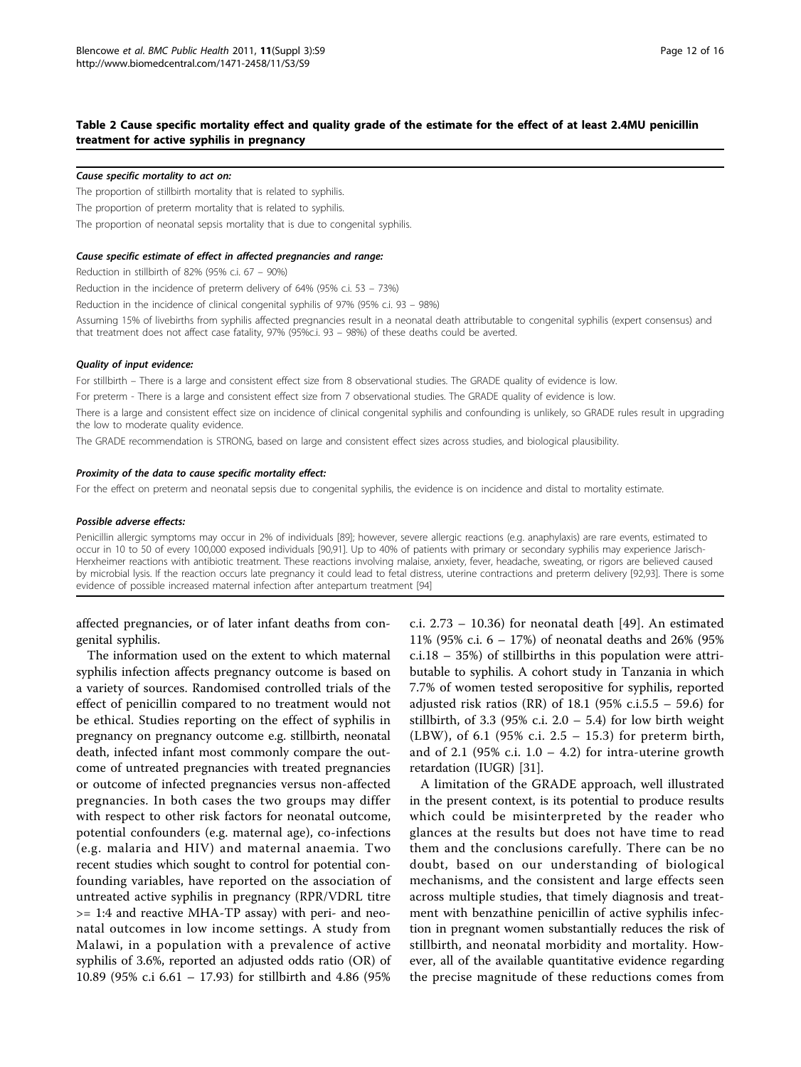**Table 2 Cause specific mortality effect and quality grade of the estimate for the effect of at least 2.4MU penicillin treatment for active syphilis in pregnancy**

***Cause specific mortality to act on:***

The proportion of stillbirth mortality that is related to syphilis.

The proportion of preterm mortality that is related to syphilis.

The proportion of neonatal sepsis mortality that is due to congenital syphilis.

***Cause specific estimate of effect in affected pregnancies and range:***

Reduction in stillbirth of 82% (95% c.i. 67 – 90%)

Reduction in the incidence of preterm delivery of 64% (95% c.i. 53 – 73%)

Reduction in the incidence of clinical congenital syphilis of 97% (95% c.i. 93 – 98%)

Assuming 15% of livebirths from syphilis affected pregnancies result in a neonatal death attributable to congenital syphilis (expert consensus) and that treatment does not affect case fatality, 97% (95%c.i. 93 – 98%) of these deaths could be averted.

***Quality of input evidence:***

For stillbirth – There is a large and consistent effect size from 8 observational studies. The GRADE quality of evidence is low.

For preterm - There is a large and consistent effect size from 7 observational studies. The GRADE quality of evidence is low.

There is a large and consistent effect size on incidence of clinical congenital syphilis and confounding is unlikely, so GRADE rules result in upgrading the low to moderate quality evidence.

The GRADE recommendation is STRONG, based on large and consistent effect sizes across studies, and biological plausibility.

***Proximity of the data to cause specific mortality effect:***

For the effect on preterm and neonatal sepsis due to congenital syphilis, the evidence is on incidence and distal to mortality estimate.

***Possible adverse effects:***

Penicillin allergic symptoms may occur in 2% of individuals [89]; however, severe allergic reactions (e.g. anaphylaxis) are rare events, estimated to occur in 10 to 50 of every 100,000 exposed individuals [90,91]. Up to 40% of patients with primary or secondary syphilis may experience Jarisch-Herxheimer reactions with antibiotic treatment. These reactions involving malaise, anxiety, fever, headache, sweating, or rigors are believed caused by microbial lysis. If the reaction occurs late pregnancy it could lead to fetal distress, uterine contractions and preterm delivery [92,93]. There is some evidence of possible increased maternal infection after antepartum treatment [94]

affected pregnancies, or of later infant deaths from congenital syphilis.

The information used on the extent to which maternal syphilis infection affects pregnancy outcome is based on a variety of sources. Randomised controlled trials of the effect of penicillin compared to no treatment would not be ethical. Studies reporting on the effect of syphilis in pregnancy on pregnancy outcome e.g. stillbirth, neonatal death, infected infant most commonly compare the outcome of untreated pregnancies with treated pregnancies or outcome of infected pregnancies versus non-affected pregnancies. In both cases the two groups may differ with respect to other risk factors for neonatal outcome, potential confounders (e.g. maternal age), co-infections (e.g. malaria and HIV) and maternal anaemia. Two recent studies which sought to control for potential confounding variables, have reported on the association of untreated active syphilis in pregnancy (RPR/VDRL titre >= 1:4 and reactive MHA-TP assay) with peri- and neonatal outcomes in low income settings. A study from Malawi, in a population with a prevalence of active syphilis of 3.6%, reported an adjusted odds ratio (OR) of 10.89 (95% c.i 6.61 – 17.93) for stillbirth and 4.86 (95% c.i. 2.73 – 10.36) for neonatal death [49]. An estimated 11% (95% c.i. 6 – 17%) of neonatal deaths and 26% (95% c.i.18 – 35%) of stillbirths in this population were attributable to syphilis. A cohort study in Tanzania in which 7.7% of women tested seropositive for syphilis, reported adjusted risk ratios (RR) of 18.1 (95% c.i.5.5 – 59.6) for stillbirth, of 3.3 (95% c.i. 2.0 – 5.4) for low birth weight (LBW), of 6.1 (95% c.i. 2.5 – 15.3) for preterm birth, and of 2.1 (95% c.i. 1.0 – 4.2) for intra-uterine growth retardation (IUGR) [31].

A limitation of the GRADE approach, well illustrated in the present context, is its potential to produce results which could be misinterpreted by the reader who glances at the results but does not have time to read them and the conclusions carefully. There can be no doubt, based on our understanding of biological mechanisms, and the consistent and large effects seen across multiple studies, that timely diagnosis and treatment with benzathine penicillin of active syphilis infection in pregnant women substantially reduces the risk of stillbirth, and neonatal morbidity and mortality. However, all of the available quantitative evidence regarding the precise magnitude of these reductions comes from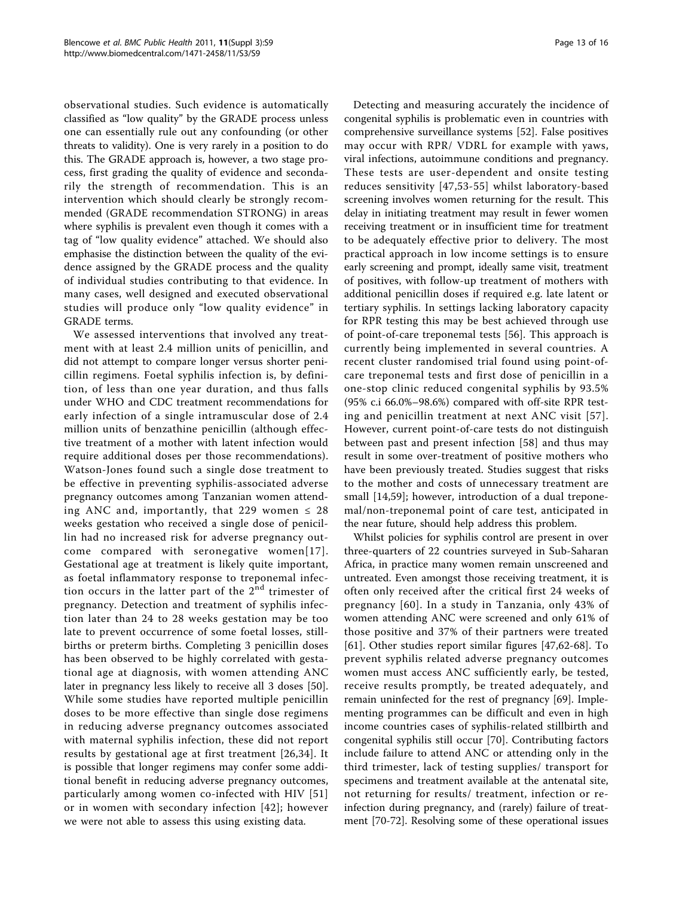observational studies. Such evidence is automatically classified as "low quality" by the GRADE process unless one can essentially rule out any confounding (or other threats to validity). One is very rarely in a position to do this. The GRADE approach is, however, a two stage process, first grading the quality of evidence and secondarily the strength of recommendation. This is an intervention which should clearly be strongly recommended (GRADE recommendation STRONG) in areas where syphilis is prevalent even though it comes with a tag of "low quality evidence" attached. We should also emphasise the distinction between the quality of the evidence assigned by the GRADE process and the quality of individual studies contributing to that evidence. In many cases, well designed and executed observational studies will produce only "low quality evidence" in GRADE terms.

We assessed interventions that involved any treatment with at least 2.4 million units of penicillin, and did not attempt to compare longer versus shorter penicillin regimens. Foetal syphilis infection is, by definition, of less than one year duration, and thus falls under WHO and CDC treatment recommendations for early infection of a single intramuscular dose of 2.4 million units of benzathine penicillin (although effective treatment of a mother with latent infection would require additional doses per those recommendations). Watson-Jones found such a single dose treatment to be effective in preventing syphilis-associated adverse pregnancy outcomes among Tanzanian women attending ANC and, importantly, that 229 women ≤ 28 weeks gestation who received a single dose of penicillin had no increased risk for adverse pregnancy outcome compared with seronegative women[17]. Gestational age at treatment is likely quite important, as foetal inflammatory response to treponemal infection occurs in the latter part of the 2nd trimester of pregnancy. Detection and treatment of syphilis infection later than 24 to 28 weeks gestation may be too late to prevent occurrence of some foetal losses, stillbirths or preterm births. Completing 3 penicillin doses has been observed to be highly correlated with gestational age at diagnosis, with women attending ANC later in pregnancy less likely to receive all 3 doses [50]. While some studies have reported multiple penicillin doses to be more effective than single dose regimens in reducing adverse pregnancy outcomes associated with maternal syphilis infection, these did not report results by gestational age at first treatment [26,34]. It is possible that longer regimens may confer some additional benefit in reducing adverse pregnancy outcomes, particularly among women co-infected with HIV [51] or in women with secondary infection [42]; however we were not able to assess this using existing data.

Detecting and measuring accurately the incidence of congenital syphilis is problematic even in countries with comprehensive surveillance systems [52]. False positives may occur with RPR/ VDRL for example with yaws, viral infections, autoimmune conditions and pregnancy. These tests are user-dependent and onsite testing reduces sensitivity [47,53-55] whilst laboratory-based screening involves women returning for the result. This delay in initiating treatment may result in fewer women receiving treatment or in insufficient time for treatment to be adequately effective prior to delivery. The most practical approach in low income settings is to ensure early screening and prompt, ideally same visit, treatment of positives, with follow-up treatment of mothers with additional penicillin doses if required e.g. late latent or tertiary syphilis. In settings lacking laboratory capacity for RPR testing this may be best achieved through use of point-of-care treponemal tests [56]. This approach is currently being implemented in several countries. A recent cluster randomised trial found using point-of-care treponemal tests and first dose of penicillin in a one-stop clinic reduced congenital syphilis by 93.5% (95% c.i 66.0%–98.6%) compared with off-site RPR testing and penicillin treatment at next ANC visit [57]. However, current point-of-care tests do not distinguish between past and present infection [58] and thus may result in some over-treatment of positive mothers who have been previously treated. Studies suggest that risks to the mother and costs of unnecessary treatment are small [14,59]; however, introduction of a dual treponemal/non-treponemal point of care test, anticipated in the near future, should help address this problem.

Whilst policies for syphilis control are present in over three-quarters of 22 countries surveyed in Sub-Saharan Africa, in practice many women remain unscreened and untreated. Even amongst those receiving treatment, it is often only received after the critical first 24 weeks of pregnancy [60]. In a study in Tanzania, only 43% of women attending ANC were screened and only 61% of those positive and 37% of their partners were treated [61]. Other studies report similar figures [47,62-68]. To prevent syphilis related adverse pregnancy outcomes women must access ANC sufficiently early, be tested, receive results promptly, be treated adequately, and remain uninfected for the rest of pregnancy [69]. Implementing programmes can be difficult and even in high income countries cases of syphilis-related stillbirth and congenital syphilis still occur [70]. Contributing factors include failure to attend ANC or attending only in the third trimester, lack of testing supplies/ transport for specimens and treatment available at the antenatal site, not returning for results/ treatment, infection or re-infection during pregnancy, and (rarely) failure of treatment [70-72]. Resolving some of these operational issues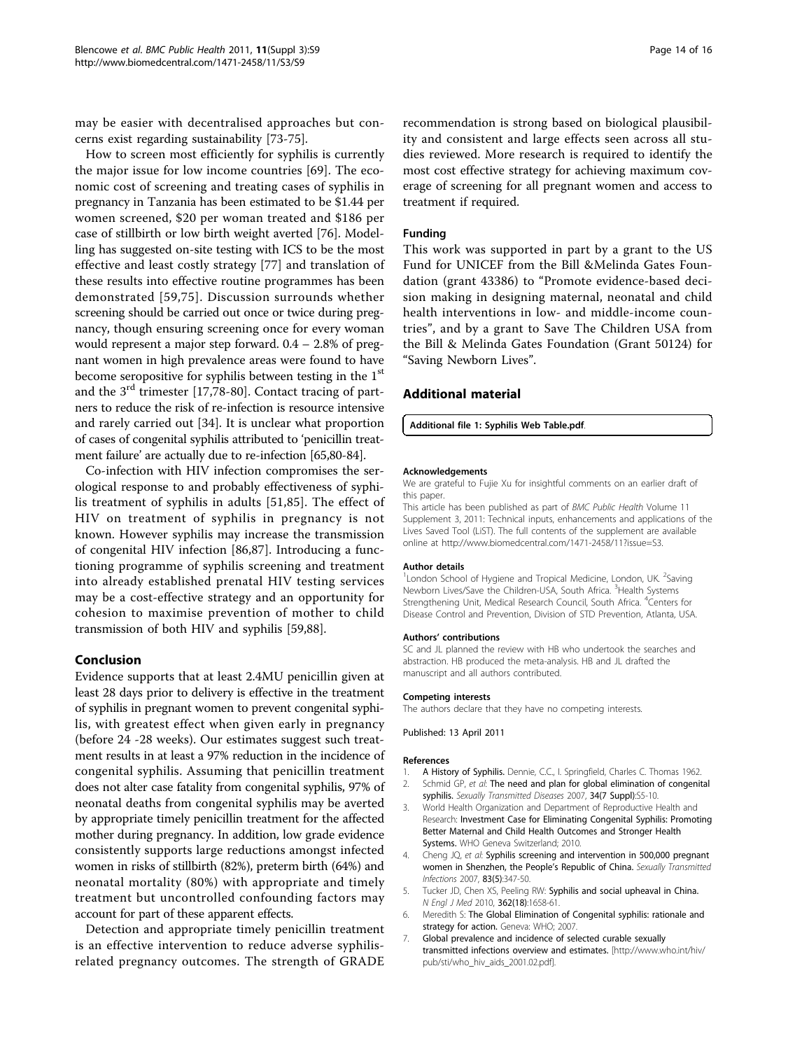may be easier with decentralised approaches but concerns exist regarding sustainability [73-75].

How to screen most efficiently for syphilis is currently the major issue for low income countries [69]. The economic cost of screening and treating cases of syphilis in pregnancy in Tanzania has been estimated to be $1.44 per women screened, $20 per woman treated and $186 per case of stillbirth or low birth weight averted [76]. Modelling has suggested on-site testing with ICS to be the most effective and least costly strategy [77] and translation of these results into effective routine programmes has been demonstrated [59,75]. Discussion surrounds whether screening should be carried out once or twice during pregnancy, though ensuring screening once for every woman would represent a major step forward. 0.4 – 2.8% of pregnant women in high prevalence areas were found to have become seropositive for syphilis between testing in the 1st and the 3rd trimester [17,78-80]. Contact tracing of partners to reduce the risk of re-infection is resource intensive and rarely carried out [34]. It is unclear what proportion of cases of congenital syphilis attributed to 'penicillin treatment failure' are actually due to re-infection [65,80-84].

Co-infection with HIV infection compromises the serological response to and probably effectiveness of syphilis treatment of syphilis in adults [51,85]. The effect of HIV on treatment of syphilis in pregnancy is not known. However syphilis may increase the transmission of congenital HIV infection [86,87]. Introducing a functioning programme of syphilis screening and treatment into already established prenatal HIV testing services may be a cost-effective strategy and an opportunity for cohesion to maximise prevention of mother to child transmission of both HIV and syphilis [59,88].

## Conclusion

Evidence supports that at least 2.4MU penicillin given at least 28 days prior to delivery is effective in the treatment of syphilis in pregnant women to prevent congenital syphilis, with greatest effect when given early in pregnancy (before 24 -28 weeks). Our estimates suggest such treatment results in at least a 97% reduction in the incidence of congenital syphilis. Assuming that penicillin treatment does not alter case fatality from congenital syphilis, 97% of neonatal deaths from congenital syphilis may be averted by appropriate timely penicillin treatment for the affected mother during pregnancy. In addition, low grade evidence consistently supports large reductions amongst infected women in risks of stillbirth (82%), preterm birth (64%) and neonatal mortality (80%) with appropriate and timely treatment but uncontrolled confounding factors may account for part of these apparent effects.

Detection and appropriate timely penicillin treatment is an effective intervention to reduce adverse syphilis-related pregnancy outcomes. The strength of GRADE recommendation is strong based on biological plausibility and consistent and large effects seen across all studies reviewed. More research is required to identify the most cost effective strategy for achieving maximum coverage of screening for all pregnant women and access to treatment if required.

### Funding

This work was supported in part by a grant to the US Fund for UNICEF from the Bill &Melinda Gates Foundation (grant 43386) to "Promote evidence-based decision making in designing maternal, neonatal and child health interventions in low- and middle-income countries", and by a grant to Save The Children USA from the Bill & Melinda Gates Foundation (Grant 50124) for "Saving Newborn Lives".

## Additional material

**Additional file 1: Syphilis Web Table.pdf**.

#### Acknowledgements

We are grateful to Fujie Xu for insightful comments on an earlier draft of this paper.

This article has been published as part of *BMC Public Health* Volume 11 Supplement 3, 2011: Technical inputs, enhancements and applications of the Lives Saved Tool (LiST). The full contents of the supplement are available online at http://www.biomedcentral.com/1471-2458/11?issue=S3.

#### Author details

[1]London School of Hygiene and Tropical Medicine, London, UK. [2]Saving Newborn Lives/Save the Children-USA, South Africa. [3]Health Systems Strengthening Unit, Medical Research Council, South Africa. [4]Centers for Disease Control and Prevention, Division of STD Prevention, Atlanta, USA.

#### Authors' contributions

SC and JL planned the review with HB who undertook the searches and abstraction. HB produced the meta-analysis. HB and JL drafted the manuscript and all authors contributed.

#### Competing interests

The authors declare that they have no competing interests.

Published: 13 April 2011

#### References

1. **A History of Syphilis.** Dennie, C.C., I. Springfield, Charles C. Thomas 1962.
2. Schmid GP, *et al*: **The need and plan for global elimination of congenital syphilis.** *Sexually Transmitted Diseases* 2007, **34(7 Suppl)**:S5-10.
3. World Health Organization and Department of Reproductive Health and Research: **Investment Case for Eliminating Congenital Syphilis: Promoting Better Maternal and Child Health Outcomes and Stronger Health Systems.** WHO Geneva Switzerland; 2010.
4. Cheng JQ, *et al*: **Syphilis screening and intervention in 500,000 pregnant women in Shenzhen, the People's Republic of China.** *Sexually Transmitted Infections* 2007, **83(5)**:347-50.
5. Tucker JD, Chen XS, Peeling RW: **Syphilis and social upheaval in China.** *N Engl J Med* 2010, **362(18)**:1658-61.
6. Meredith S: **The Global Elimination of Congenital syphilis: rationale and strategy for action.** Geneva: WHO; 2007.
7. **Global prevalence and incidence of selected curable sexually transmitted infections overview and estimates.** [http://www.who.int/hiv/pub/sti/who_hiv_aids_2001.02.pdf].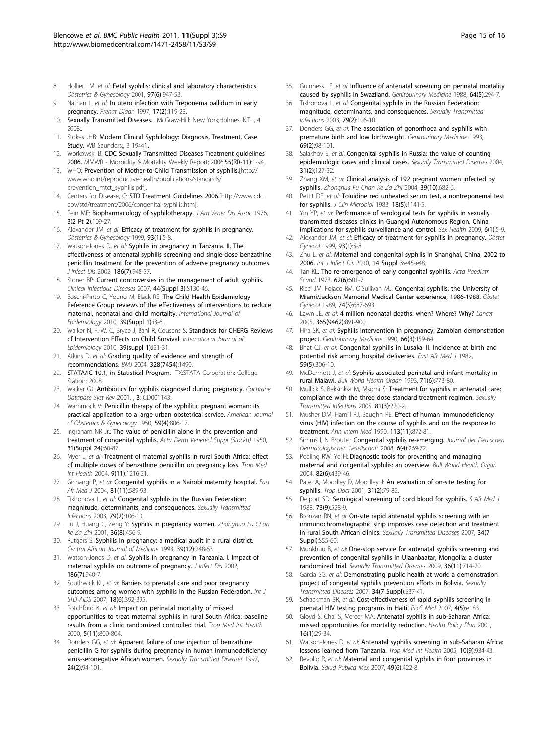8. Hollier LM, *et al*: **Fetal syphilis: clinical and laboratory characteristics.** *Obstetrics & Gynecology* 2001, **97(6)**:947-53.
9. Nathan L, *et al*: **In utero infection with Treponema pallidum in early pregnancy.** *Prenat Diagn* 1997, **17(2)**:119-23.
10. **Sexually Transmitted Diseases.** McGraw-Hill: New York;Holmes, K.T. , 4 2008:.
11. Stokes JHB: **Modern Clinical Syphilology: Diagnosis, Treatment, Case Study.** WB Saunders;, 3 19441.
12. Workowski B: **CDC Sexually Transmitted Diseases Treatment guidelines 2006.** MMWR - Morbidity & Mortality Weekly Report; 2006:**55(RR-11)**:1-94.
13. WHO: **Prevention of Mother-to-Child Transmission of syphilis.**[http://www.who.int/reproductive-health/publications/standards/prevention_mtct_syphilis.pdf].
14. Centers for Disease, C: **STD Treatment Guidelines 2006.**[http://www.cdc.gov/std/treatment/2006/congenital-syphilis.htm].
15. Rein MF: **Biopharmacology of syphilotherapy.** *J Am Vener Dis Assoc* 1976, **3(2 Pt 2)**:109-27.
16. Alexander JM, *et al*: **Efficacy of treatment for syphilis in pregnancy.** *Obstetrics & Gynecology* 1999, **93(1)**:5-8.
17. Watson-Jones D, *et al*: **Syphilis in pregnancy in Tanzania. II. The effectiveness of antenatal syphilis screening and single-dose benzathine penicillin treatment for the prevention of adverse pregnancy outcomes.** *J Infect Dis* 2002, **186(7)**:948-57.
18. Stoner BP: **Current controversies in the management of adult syphilis.** *Clinical Infectious Diseases* 2007, **44(Suppl 3)**:S130-46.
19. Boschi-Pinto C, Young M, Black RE: **The Child Health Epidemiology Reference Group reviews of the effectiveness of interventions to reduce maternal, neonatal and child mortality.** *International Journal of Epidemiology* 2010, **39(Suppl 1)**:i3-6.
20. Walker N, F.-W. C, Bryce J, Bahl R, Cousens S: **Standards for CHERG Reviews of Intervention Effects on Child Survival.** *International Journal of Epidemiology* 2010, **39(suppl 1)**:i21-31.
21. Atkins D, *et al*: **Grading quality of evidence and strength of recommendations.** *BMJ* 2004, **328(7454)**:1490.
22. **STATA/IC 10.1, in Statistical Program.** TX:STATA Corporation: College Station; 2008.
23. Walker GJ: **Antibiotics for syphilis diagnosed during pregnancy.** *Cochrane Database Syst Rev* 2001, , **3**: CD001143.
24. Wammock V: **Penicillin therapy of the syphilitic pregnant woman: its practical application to a large urban obstetrical service.** *American Journal of Obstetrics & Gynecology* 1950, **59(4)**:806-17.
25. Ingraham NR Jr.: **The value of penicillin alone in the prevention and treatment of congenital syphilis.** *Acta Derm Venereol Suppl (Stockh)* 1950, **31(Suppl 24)**:60-87.
26. Myer L, *et al*: **Treatment of maternal syphilis in rural South Africa: effect of multiple doses of benzathine penicillin on pregnancy loss.** *Trop Med Int Health* 2004, **9(11)**:1216-21.
27. Gichangi P, *et al*: **Congenital syphilis in a Nairobi maternity hospital.** *East Afr Med J* 2004, **81(11)**:589-93.
28. Tikhonova L, *et al*: **Congenital syphilis in the Russian Federation: magnitude, determinants, and consequences.** *Sexually Transmitted Infections* 2003, **79(2)**:106-10.
29. Lu J, Huang C, Zeng Y: **Syphilis in pregnancy women.** *Zhonghua Fu Chan Ke Za Zhi* 2001, **36(8)**:456-9.
30. Rutgers S: **Syphilis in pregnancy: a medical audit in a rural district.** *Central African Journal of Medicine* 1993, **39(12)**:248-53.
31. Watson-Jones D, *et al*: **Syphilis in pregnancy in Tanzania. I. Impact of maternal syphilis on outcome of pregnancy.** *J Infect Dis* 2002, **186(7)**:940-7.
32. Southwick KL, *et al*: **Barriers to prenatal care and poor pregnancy outcomes among women with syphilis in the Russian Federation.** *Int J STD AIDS* 2007, **18(6)**:392-395.
33. Rotchford K, *et al*: **Impact on perinatal mortality of missed opportunities to treat maternal syphilis in rural South Africa: baseline results from a clinic randomized controlled trial.** *Trop Med Int Health* 2000, **5(11)**:800-804.
34. Donders GG, *et al*: **Apparent failure of one injection of benzathine penicillin G for syphilis during pregnancy in human immunodeficiency virus-seronegative African women.** *Sexually Transmitted Diseases* 1997, **24(2)**:94-101.
35. Guinness LF, *et al*: **Influence of antenatal screening on perinatal mortality caused by syphilis in Swaziland.** *Genitourinary Medicine* 1988, **64(5)**:294-7.
36. Tikhonova L, *et al*: **Congenital syphilis in the Russian Federation: magnitude, determinants, and consequences.** *Sexually Transmitted Infections* 2003, **79(2)**:106-10.
37. Donders GG, *et al*: **The association of gonorrhoea and syphilis with premature birth and low birthweight.** *Genitourinary Medicine* 1993, **69(2)**:98-101.
38. Salakhov E, *et al*: **Congenital syphilis in Russia: the value of counting epidemiologic cases and clinical cases.** *Sexually Transmitted Diseases* 2004, **31(2)**:127-32.
39. Zhang XM, *et al*: **Clinical analysis of 192 pregnant women infected by syphilis.** *Zhonghua Fu Chan Ke Za Zhi* 2004, **39(10)**:682-6.
40. Pettit DE, *et al*: **Toluidine red unheated serum test, a nontreponemal test for syphilis.** *J Clin Microbiol* 1983, **18(5)**:1141-5.
41. Yin YP, *et al*: **Performance of serological tests for syphilis in sexually transmitted diseases clinics in Guangxi Autonomous Region, China: implications for syphilis surveillance and control.** *Sex Health* 2009, **6(1)**:5-9.
42. Alexander JM, *et al*: **Efficacy of treatment for syphilis in pregnancy.** *Obstet Gynecol* 1999, **93(1)**:5-8.
43. Zhu L, *et al*: **Maternal and congenital syphilis in Shanghai, China, 2002 to 2006.** *Int J Infect Dis* 2010, **14 Suppl 3**:e45-e48.
44. Tan KL: **The re-emergence of early congenital syphilis.** *Acta Paediatr Scand* 1973, **62(6)**:601-7.
45. Ricci JM, Fojaco RM, O'Sullivan MJ: **Congenital syphilis: the University of Miami/Jackson Memorial Medical Center experience, 1986-1988.** *Obstet Gynecol* 1989, **74(5)**:687-693.
46. Lawn JE, *et al*: **4 million neonatal deaths: when? Where? Why?** *Lancet* 2005, **365(9462)**:891-900.
47. Hira SK, *et al*: **Syphilis intervention in pregnancy: Zambian demonstration project.** *Genitourinary Medicine* 1990, **66(3)**:159-64.
48. Bhat CJ, *et al*: **Congenital syphilis in Lusaka–II. Incidence at birth and potential risk among hospital deliveries.** *East Afr Med J* 1982, **59(5)**:306-10.
49. McDermott J, *et al*: **Syphilis-associated perinatal and infant mortality in rural Malawi.** *Bull World Health Organ* 1993, **71(6)**:773-80.
50. Mullick S, Beksinksa M, Msomi S: **Treatment for syphilis in antenatal care: compliance with the three dose standard treatment regimen.** *Sexually Transmitted Infections* 2005, **81(3)**:220-2.
51. Musher DM, Hamill RJ, Baughn RE: **Effect of human immunodeficiency virus (HIV) infection on the course of syphilis and on the response to treatment.** *Ann Intern Med* 1990, **113(11)**:872-81.
52. Simms I, N Broutet: **Congenital syphilis re-emerging.** *Journal der Deutschen Dermatologischen Gesellschaft* 2008, **6(4)**:269-72.
53. Peeling RW, Ye H: **Diagnostic tools for preventing and managing maternal and congenital syphilis: an overview.** *Bull World Health Organ* 2004, **82(6)**:439-46.
54. Patel A, Moodley D, Moodley J: **An evaluation of on-site testing for syphilis.** *Trop Doct* 2001, **31(2)**:79-82.
55. Delport SD: **Serological screening of cord blood for syphilis.** *S Afr Med J* 1988, **73(9)**:528-9.
56. Bronzan RN, *et al*: **On-site rapid antenatal syphilis screening with an immunochromatographic strip improves case detection and treatment in rural South African clinics.** *Sexually Transmitted Diseases* 2007, **34(7 Suppl)**:S55-60.
57. Munkhuu B, *et al*: **One-stop service for antenatal syphilis screening and prevention of congenital syphilis in Ulaanbaatar, Mongolia: a cluster randomized trial.** *Sexually Transmitted Diseases* 2009, **36(11)**:714-20.
58. Garcia SG, *et al*: **Demonstrating public health at work: a demonstration project of congenital syphilis prevention efforts in Bolivia.** *Sexually Transmitted Diseases* 2007, **34(7 Suppl)**:S37-41.
59. Schackman BR, *et al*: **Cost-effectiveness of rapid syphilis screening in prenatal HIV testing programs in Haiti.** *PLoS Med* 2007, **4(5)**:e183.
60. Gloyd S, Chai S, Mercer MA: **Antenatal syphilis in sub-Saharan Africa: missed opportunities for mortality reduction.** *Health Policy Plan* 2001, **16(1)**:29-34.
61. Watson-Jones D, *et al*: **Antenatal syphilis screening in sub-Saharan Africa: lessons learned from Tanzania.** *Trop Med Int Health* 2005, **10(9)**:934-43.
62. Revollo R, *et al*: **Maternal and congenital syphilis in four provinces in Bolivia.** *Salud Publica Mex* 2007, **49(6)**:422-8.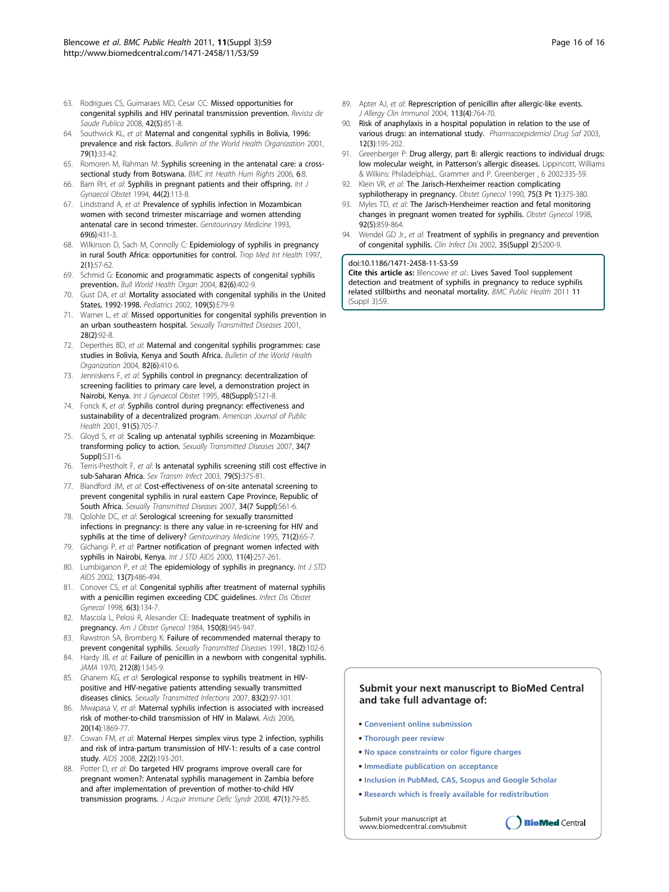63. Rodrigues CS, Guimaraes MD, Cesar CC: **Missed opportunities for congenital syphilis and HIV perinatal transmission prevention.** *Revista de Saude Publica* 2008, **42(5)**:851-8.
64. Southwick KL, *et al*: **Maternal and congenital syphilis in Bolivia, 1996: prevalence and risk factors.** *Bulletin of the World Health Organization* 2001, **79(1)**:33-42.
65. Romoren M, Rahman M: **Syphilis screening in the antenatal care: a cross-sectional study from Botswana.** *BMC Int Health Hum Rights* 2006, **6**:8.
66. Bam RH, *et al*: **Syphilis in pregnant patients and their offspring.** *Int J Gynaecol Obstet* 1994, **44(2)**:113-8.
67. Lindstrand A, *et al*: **Prevalence of syphilis infection in Mozambican women with second trimester miscarriage and women attending antenatal care in second trimester.** *Genitourinary Medicine* 1993, **69(6)**:431-3.
68. Wilkinson D, Sach M, Connolly C: **Epidemiology of syphilis in pregnancy in rural South Africa: opportunities for control.** *Trop Med Int Health* 1997, **2(1)**:57-62.
69. Schmid G: **Economic and programmatic aspects of congenital syphilis prevention.** *Bull World Health Organ* 2004, **82(6)**:402-9.
70. Gust DA, *et al*: **Mortality associated with congenital syphilis in the United States, 1992-1998.** *Pediatrics* 2002, **109(5)**:E79-9.
71. Warner L, *et al*: **Missed opportunities for congenital syphilis prevention in an urban southeastern hospital.** *Sexually Transmitted Diseases* 2001, **28(2)**:92-8.
72. Deperthes BD, *et al*: **Maternal and congenital syphilis programmes: case studies in Bolivia, Kenya and South Africa.** *Bulletin of the World Health Organization* 2004, **82(6)**:410-6.
73. Jenniskens F, *et al*: **Syphilis control in pregnancy: decentralization of screening facilities to primary care level, a demonstration project in Nairobi, Kenya.** *Int J Gynaecol Obstet* 1995, **48(Suppl)**:S121-8.
74. Fonck K, *et al*: **Syphilis control during pregnancy: effectiveness and sustainability of a decentralized program.** *American Journal of Public Health* 2001, **91(5)**:705-7.
75. Gloyd S, *et al*: **Scaling up antenatal syphilis screening in Mozambique: transforming policy to action.** *Sexually Transmitted Diseases* 2007, **34(7 Suppl)**:S31-6.
76. Terris-Prestholt F, *et al*: **Is antenatal syphilis screening still cost effective in sub-Saharan Africa.** *Sex Transm Infect* 2003, **79(5)**:375-81.
77. Blandford JM, *et al*: **Cost-effectiveness of on-site antenatal screening to prevent congenital syphilis in rural eastern Cape Province, Republic of South Africa.** *Sexually Transmitted Diseases* 2007, **34(7 Suppl)**:S61-6.
78. Qolohle DC, *et al*: **Serological screening for sexually transmitted infections in pregnancy: is there any value in re-screening for HIV and syphilis at the time of delivery?** *Genitourinary Medicine* 1995, **71(2)**:65-7.
79. Gichangi P, *et al*: **Partner notification of pregnant women infected with syphilis in Nairobi, Kenya.** *Int J STD AIDS* 2000, **11(4)**:257-261.
80. Lumbiganon P, *et al*: **The epidemiology of syphilis in pregnancy.** *Int J STD AIDS* 2002, **13(7)**:486-494.
81. Conover CS, *et al*: **Congenital syphilis after treatment of maternal syphilis with a penicillin regimen exceeding CDC guidelines.** *Infect Dis Obstet Gynecol* 1998, **6(3)**:134-7.
82. Mascola L, Pelosi R, Alexander CE: **Inadequate treatment of syphilis in pregnancy.** *Am J Obstet Gynecol* 1984, **150(8)**:945-947.
83. Rawstron SA, Bromberg K: **Failure of recommended maternal therapy to prevent congenital syphilis.** *Sexually Transmitted Diseases* 1991, **18(2)**:102-6.
84. Hardy JB, *et al*: **Failure of penicillin in a newborn with congenital syphilis.** *JAMA* 1970, **212(8)**:1345-9.
85. Ghanem KG, *et al*: **Serological response to syphilis treatment in HIV-positive and HIV-negative patients attending sexually transmitted diseases clinics.** *Sexually Transmitted Infections* 2007, **83(2)**:97-101.
86. Mwapasa V, *et al*: **Maternal syphilis infection is associated with increased risk of mother-to-child transmission of HIV in Malawi.** *Aids* 2006, **20(14)**:1869-77.
87. Cowan FM, *et al*: **Maternal Herpes simplex virus type 2 infection, syphilis and risk of intra-partum transmission of HIV-1: results of a case control study.** *AIDS* 2008, **22(2)**:193-201.
88. Potter D, *et al*: **Do targeted HIV programs improve overall care for pregnant women?: Antenatal syphilis management in Zambia before and after implementation of prevention of mother-to-child HIV transmission programs.** *J Acquir Immune Defic Syndr* 2008, **47(1)**:79-85.
89. Apter AJ, *et al*: **Represcription of penicillin after allergic-like events.** *J Allergy Clin Immunol* 2004, **113(4)**:764-70.
90. **Risk of anaphylaxis in a hospital population in relation to the use of various drugs: an international study.** *Pharmacoepidemiol Drug Saf* 2003, **12(3)**:195-202.
91. Greenberger P: **Drug allergy, part B: allergic reactions to individual drugs: low molecular weight, in Patterson's allergic diseases.** Lippincott, Williams & Wilkins: Philadelphia;L. Grammer and P. Greenberger , 6 2002:335-59.
92. Klein VR, *et al*: **The Jarisch-Herxheimer reaction complicating syphilotherapy in pregnancy.** *Obstet Gynecol* 1990, **75(3 Pt 1)**:375-380.
93. Myles TD, *et al*: **The Jarisch-Herxheimer reaction and fetal monitoring changes in pregnant women treated for syphilis.** *Obstet Gynecol* 1998, **92(5)**:859-864.
94. Wendel GD Jr., *et al*: **Treatment of syphilis in pregnancy and prevention of congenital syphilis.** *Clin Infect Dis* 2002, **35(Suppl 2)**:S200-9.

doi:10.1186/1471-2458-11-S3-S9

**Cite this article as:** Blencowe *et al.*: Lives Saved Tool supplement detection and treatment of syphilis in pregnancy to reduce syphilis related stillbirths and neonatal mortality. *BMC Public Health* 2011 **11** (Suppl 3):S9.

**Submit your next manuscript to BioMed Central and take full advantage of:**

- **Convenient online submission**
- **Thorough peer review**
- **No space constraints or color figure charges**
- **Immediate publication on acceptance**
- **Inclusion in PubMed, CAS, Scopus and Google Scholar**
- **Research which is freely available for redistribution**

Submit your manuscript at www.biomedcentral.com/submit

BioMed Central